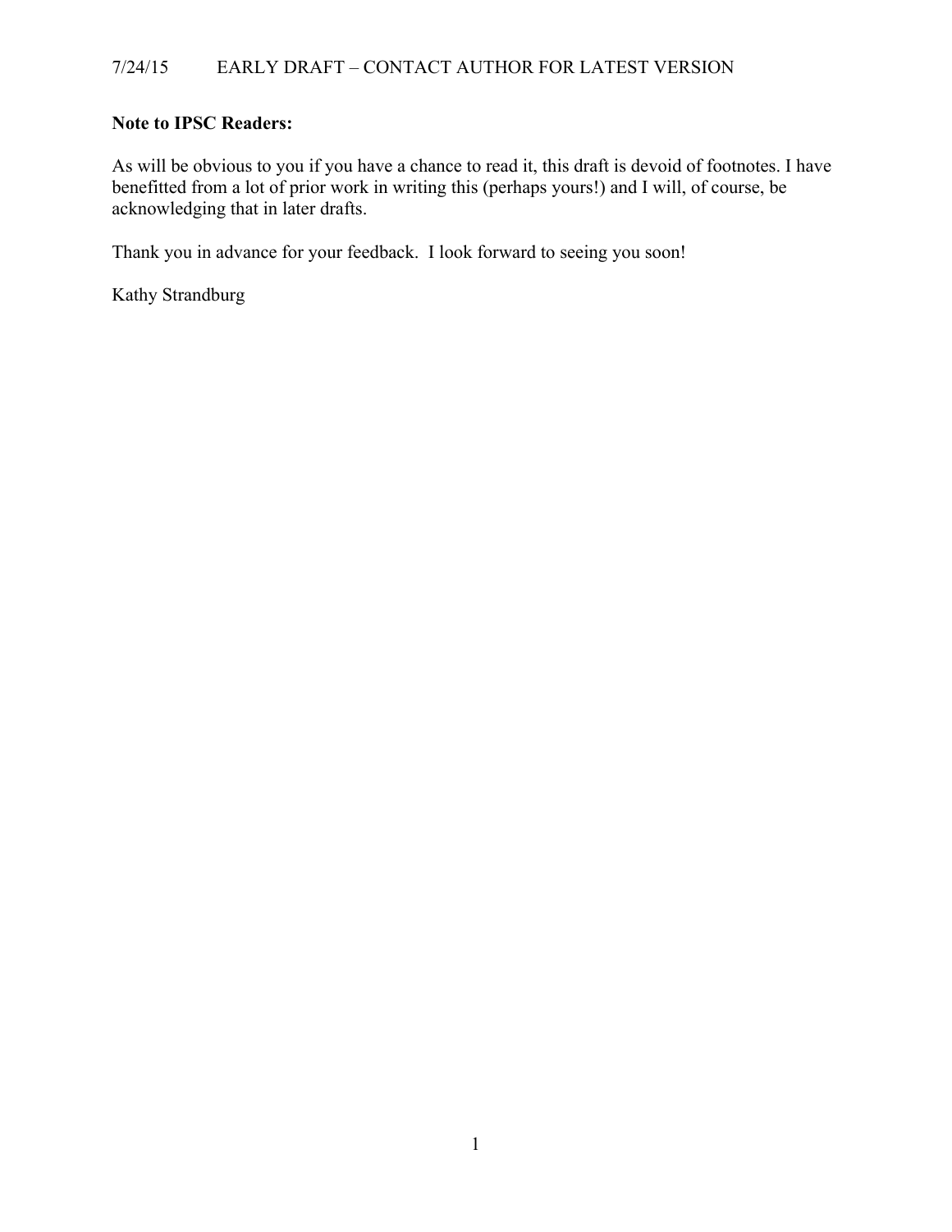7/24/15 EARLY DRAFT – CONTACT AUTHOR FOR LATEST VERSION

**Note to IPSC Readers:**

As will be obvious to you if you have a chance to read it, this draft is devoid of footnotes. I have benefitted from a lot of prior work in writing this (perhaps yours!) and I will, of course, be acknowledging that in later drafts.

Thank you in advance for your feedback. I look forward to seeing you soon!

Kathy Strandburg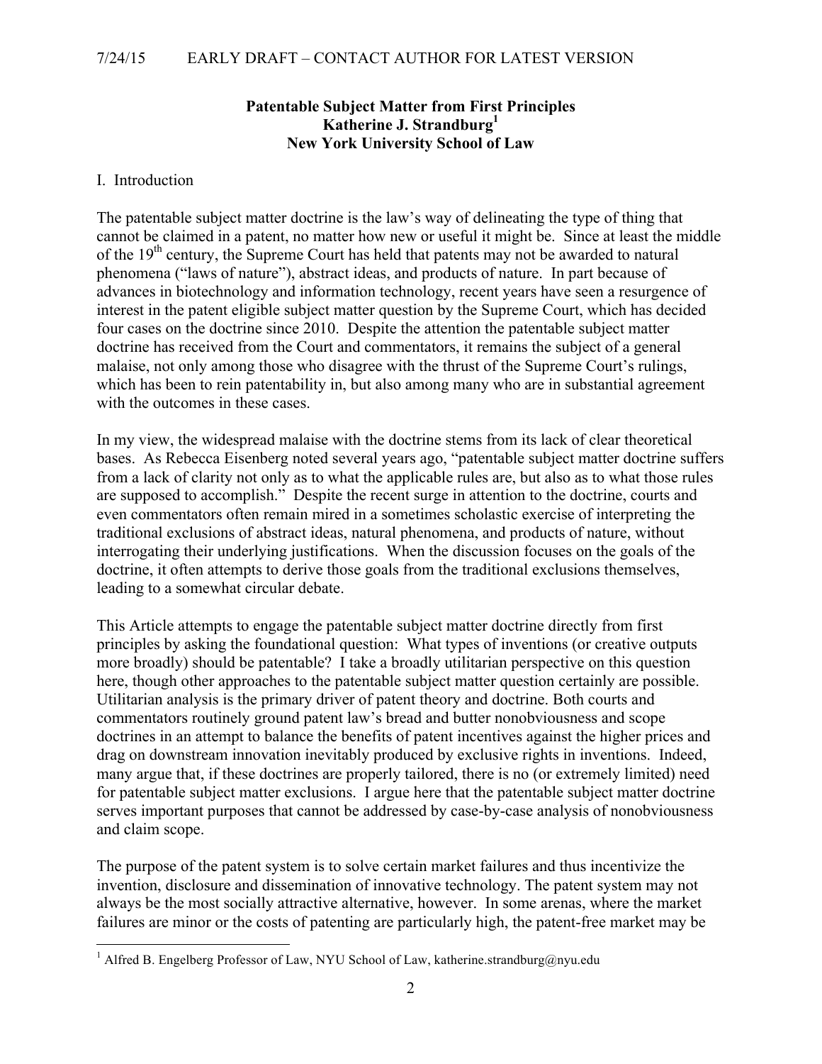**Patentable Subject Matter from First Principles**
**Katherine J. Strandburg**[1]
**New York University School of Law**

## I. Introduction

The patentable subject matter doctrine is the law's way of delineating the type of thing that cannot be claimed in a patent, no matter how new or useful it might be. Since at least the middle of the 19th century, the Supreme Court has held that patents may not be awarded to natural phenomena ("laws of nature"), abstract ideas, and products of nature. In part because of advances in biotechnology and information technology, recent years have seen a resurgence of interest in the patent eligible subject matter question by the Supreme Court, which has decided four cases on the doctrine since 2010. Despite the attention the patentable subject matter doctrine has received from the Court and commentators, it remains the subject of a general malaise, not only among those who disagree with the thrust of the Supreme Court's rulings, which has been to rein patentability in, but also among many who are in substantial agreement with the outcomes in these cases.

In my view, the widespread malaise with the doctrine stems from its lack of clear theoretical bases. As Rebecca Eisenberg noted several years ago, "patentable subject matter doctrine suffers from a lack of clarity not only as to what the applicable rules are, but also as to what those rules are supposed to accomplish." Despite the recent surge in attention to the doctrine, courts and even commentators often remain mired in a sometimes scholastic exercise of interpreting the traditional exclusions of abstract ideas, natural phenomena, and products of nature, without interrogating their underlying justifications. When the discussion focuses on the goals of the doctrine, it often attempts to derive those goals from the traditional exclusions themselves, leading to a somewhat circular debate.

This Article attempts to engage the patentable subject matter doctrine directly from first principles by asking the foundational question: What types of inventions (or creative outputs more broadly) should be patentable? I take a broadly utilitarian perspective on this question here, though other approaches to the patentable subject matter question certainly are possible. Utilitarian analysis is the primary driver of patent theory and doctrine. Both courts and commentators routinely ground patent law's bread and butter nonobviousness and scope doctrines in an attempt to balance the benefits of patent incentives against the higher prices and drag on downstream innovation inevitably produced by exclusive rights in inventions. Indeed, many argue that, if these doctrines are properly tailored, there is no (or extremely limited) need for patentable subject matter exclusions. I argue here that the patentable subject matter doctrine serves important purposes that cannot be addressed by case-by-case analysis of nonobviousness and claim scope.

The purpose of the patent system is to solve certain market failures and thus incentivize the invention, disclosure and dissemination of innovative technology. The patent system may not always be the most socially attractive alternative, however. In some arenas, where the market failures are minor or the costs of patenting are particularly high, the patent-free market may be

[1] Alfred B. Engelberg Professor of Law, NYU School of Law, katherine.strandburg@nyu.edu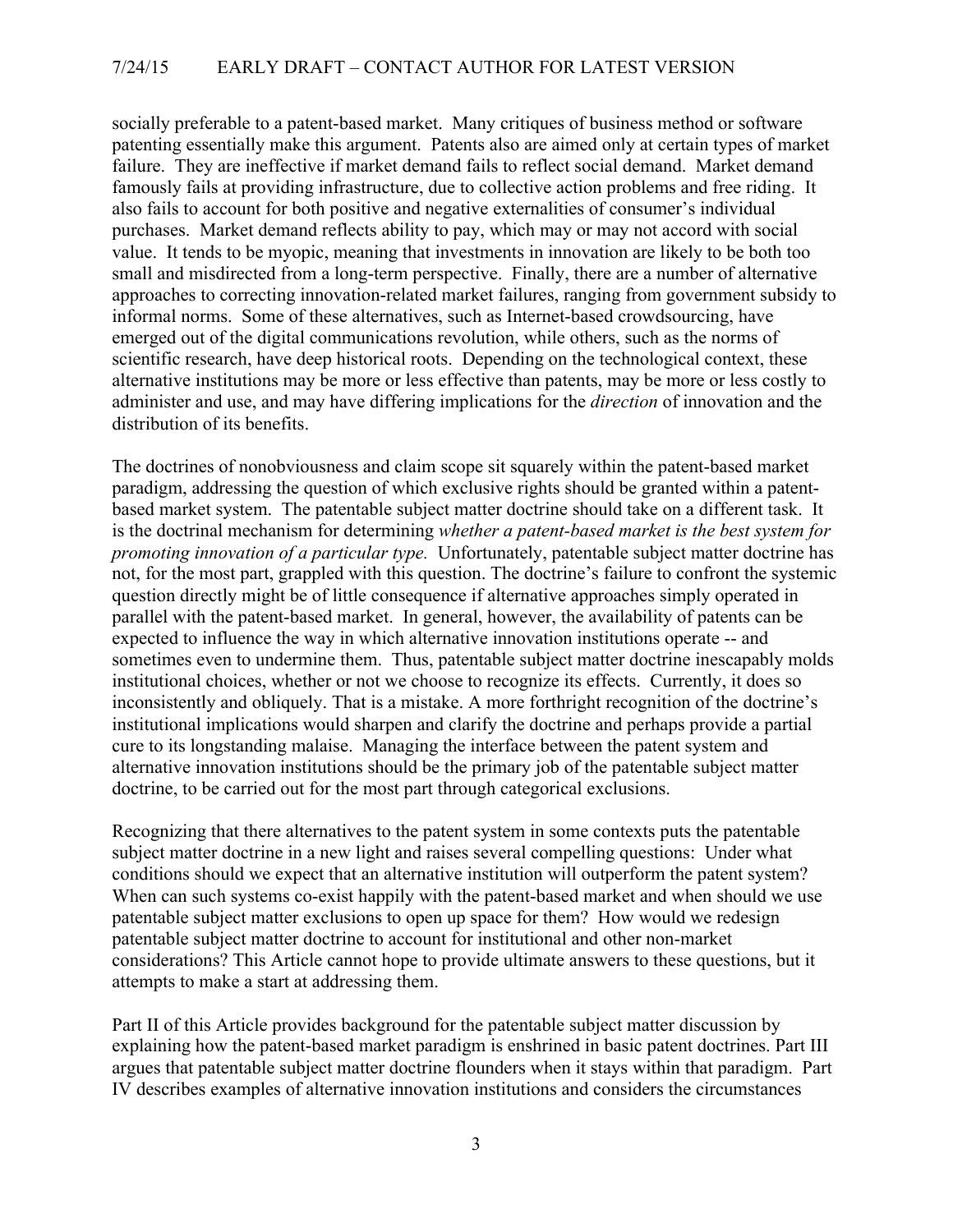socially preferable to a patent-based market. Many critiques of business method or software patenting essentially make this argument. Patents also are aimed only at certain types of market failure. They are ineffective if market demand fails to reflect social demand. Market demand famously fails at providing infrastructure, due to collective action problems and free riding. It also fails to account for both positive and negative externalities of consumer's individual purchases. Market demand reflects ability to pay, which may or may not accord with social value. It tends to be myopic, meaning that investments in innovation are likely to be both too small and misdirected from a long-term perspective. Finally, there are a number of alternative approaches to correcting innovation-related market failures, ranging from government subsidy to informal norms. Some of these alternatives, such as Internet-based crowdsourcing, have emerged out of the digital communications revolution, while others, such as the norms of scientific research, have deep historical roots. Depending on the technological context, these alternative institutions may be more or less effective than patents, may be more or less costly to administer and use, and may have differing implications for the *direction* of innovation and the distribution of its benefits.

The doctrines of nonobviousness and claim scope sit squarely within the patent-based market paradigm, addressing the question of which exclusive rights should be granted within a patent-based market system. The patentable subject matter doctrine should take on a different task. It is the doctrinal mechanism for determining *whether a patent-based market is the best system for promoting innovation of a particular type.* Unfortunately, patentable subject matter doctrine has not, for the most part, grappled with this question. The doctrine's failure to confront the systemic question directly might be of little consequence if alternative approaches simply operated in parallel with the patent-based market. In general, however, the availability of patents can be expected to influence the way in which alternative innovation institutions operate -- and sometimes even to undermine them. Thus, patentable subject matter doctrine inescapably molds institutional choices, whether or not we choose to recognize its effects. Currently, it does so inconsistently and obliquely. That is a mistake. A more forthright recognition of the doctrine's institutional implications would sharpen and clarify the doctrine and perhaps provide a partial cure to its longstanding malaise. Managing the interface between the patent system and alternative innovation institutions should be the primary job of the patentable subject matter doctrine, to be carried out for the most part through categorical exclusions.

Recognizing that there alternatives to the patent system in some contexts puts the patentable subject matter doctrine in a new light and raises several compelling questions: Under what conditions should we expect that an alternative institution will outperform the patent system? When can such systems co-exist happily with the patent-based market and when should we use patentable subject matter exclusions to open up space for them? How would we redesign patentable subject matter doctrine to account for institutional and other non-market considerations? This Article cannot hope to provide ultimate answers to these questions, but it attempts to make a start at addressing them.

Part II of this Article provides background for the patentable subject matter discussion by explaining how the patent-based market paradigm is enshrined in basic patent doctrines. Part III argues that patentable subject matter doctrine flounders when it stays within that paradigm. Part IV describes examples of alternative innovation institutions and considers the circumstances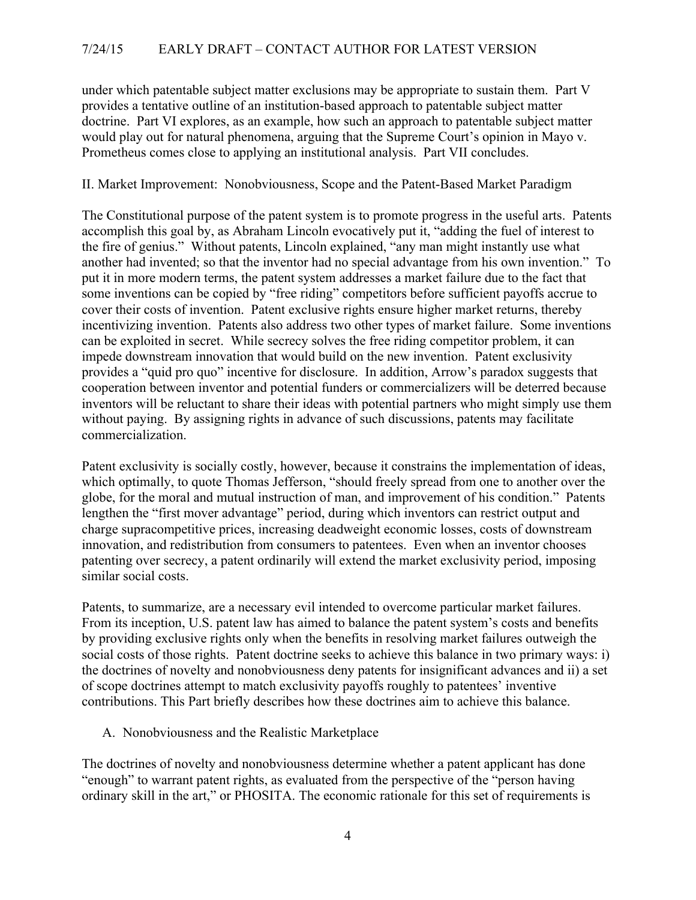under which patentable subject matter exclusions may be appropriate to sustain them. Part V provides a tentative outline of an institution-based approach to patentable subject matter doctrine. Part VI explores, as an example, how such an approach to patentable subject matter would play out for natural phenomena, arguing that the Supreme Court's opinion in Mayo v. Prometheus comes close to applying an institutional analysis. Part VII concludes.

## II. Market Improvement: Nonobviousness, Scope and the Patent-Based Market Paradigm

The Constitutional purpose of the patent system is to promote progress in the useful arts. Patents accomplish this goal by, as Abraham Lincoln evocatively put it, "adding the fuel of interest to the fire of genius." Without patents, Lincoln explained, "any man might instantly use what another had invented; so that the inventor had no special advantage from his own invention." To put it in more modern terms, the patent system addresses a market failure due to the fact that some inventions can be copied by "free riding" competitors before sufficient payoffs accrue to cover their costs of invention. Patent exclusive rights ensure higher market returns, thereby incentivizing invention. Patents also address two other types of market failure. Some inventions can be exploited in secret. While secrecy solves the free riding competitor problem, it can impede downstream innovation that would build on the new invention. Patent exclusivity provides a "quid pro quo" incentive for disclosure. In addition, Arrow's paradox suggests that cooperation between inventor and potential funders or commercializers will be deterred because inventors will be reluctant to share their ideas with potential partners who might simply use them without paying. By assigning rights in advance of such discussions, patents may facilitate commercialization.

Patent exclusivity is socially costly, however, because it constrains the implementation of ideas, which optimally, to quote Thomas Jefferson, "should freely spread from one to another over the globe, for the moral and mutual instruction of man, and improvement of his condition." Patents lengthen the "first mover advantage" period, during which inventors can restrict output and charge supracompetitive prices, increasing deadweight economic losses, costs of downstream innovation, and redistribution from consumers to patentees. Even when an inventor chooses patenting over secrecy, a patent ordinarily will extend the market exclusivity period, imposing similar social costs.

Patents, to summarize, are a necessary evil intended to overcome particular market failures. From its inception, U.S. patent law has aimed to balance the patent system's costs and benefits by providing exclusive rights only when the benefits in resolving market failures outweigh the social costs of those rights. Patent doctrine seeks to achieve this balance in two primary ways: i) the doctrines of novelty and nonobviousness deny patents for insignificant advances and ii) a set of scope doctrines attempt to match exclusivity payoffs roughly to patentees' inventive contributions. This Part briefly describes how these doctrines aim to achieve this balance.

### A. Nonobviousness and the Realistic Marketplace

The doctrines of novelty and nonobviousness determine whether a patent applicant has done "enough" to warrant patent rights, as evaluated from the perspective of the "person having ordinary skill in the art," or PHOSITA. The economic rationale for this set of requirements is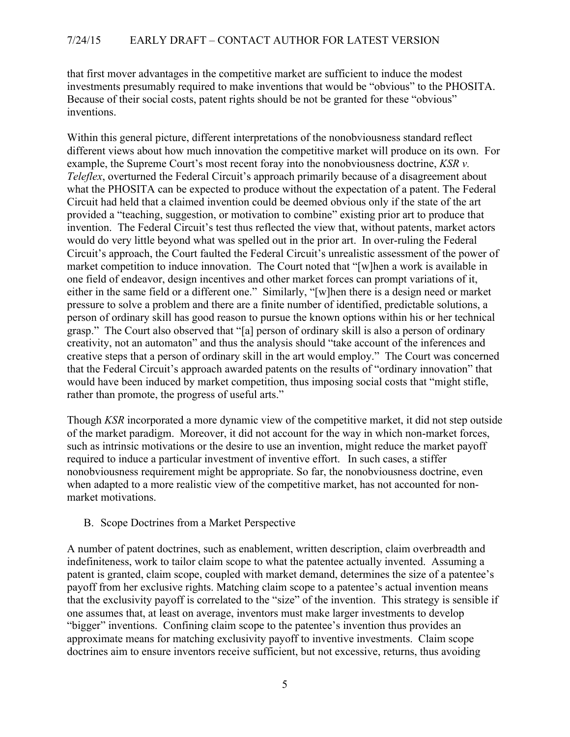that first mover advantages in the competitive market are sufficient to induce the modest investments presumably required to make inventions that would be "obvious" to the PHOSITA. Because of their social costs, patent rights should be not be granted for these "obvious" inventions.

Within this general picture, different interpretations of the nonobviousness standard reflect different views about how much innovation the competitive market will produce on its own. For example, the Supreme Court's most recent foray into the nonobviousness doctrine, *KSR v. Teleflex*, overturned the Federal Circuit's approach primarily because of a disagreement about what the PHOSITA can be expected to produce without the expectation of a patent. The Federal Circuit had held that a claimed invention could be deemed obvious only if the state of the art provided a "teaching, suggestion, or motivation to combine" existing prior art to produce that invention. The Federal Circuit's test thus reflected the view that, without patents, market actors would do very little beyond what was spelled out in the prior art. In over-ruling the Federal Circuit's approach, the Court faulted the Federal Circuit's unrealistic assessment of the power of market competition to induce innovation. The Court noted that "[w]hen a work is available in one field of endeavor, design incentives and other market forces can prompt variations of it, either in the same field or a different one." Similarly, "[w]hen there is a design need or market pressure to solve a problem and there are a finite number of identified, predictable solutions, a person of ordinary skill has good reason to pursue the known options within his or her technical grasp." The Court also observed that "[a] person of ordinary skill is also a person of ordinary creativity, not an automaton" and thus the analysis should "take account of the inferences and creative steps that a person of ordinary skill in the art would employ." The Court was concerned that the Federal Circuit's approach awarded patents on the results of "ordinary innovation" that would have been induced by market competition, thus imposing social costs that "might stifle, rather than promote, the progress of useful arts."

Though *KSR* incorporated a more dynamic view of the competitive market, it did not step outside of the market paradigm. Moreover, it did not account for the way in which non-market forces, such as intrinsic motivations or the desire to use an invention, might reduce the market payoff required to induce a particular investment of inventive effort. In such cases, a stiffer nonobviousness requirement might be appropriate. So far, the nonobviousness doctrine, even when adapted to a more realistic view of the competitive market, has not accounted for non-market motivations.

### B. Scope Doctrines from a Market Perspective

A number of patent doctrines, such as enablement, written description, claim overbreadth and indefiniteness, work to tailor claim scope to what the patentee actually invented. Assuming a patent is granted, claim scope, coupled with market demand, determines the size of a patentee's payoff from her exclusive rights. Matching claim scope to a patentee's actual invention means that the exclusivity payoff is correlated to the "size" of the invention. This strategy is sensible if one assumes that, at least on average, inventors must make larger investments to develop "bigger" inventions. Confining claim scope to the patentee's invention thus provides an approximate means for matching exclusivity payoff to inventive investments. Claim scope doctrines aim to ensure inventors receive sufficient, but not excessive, returns, thus avoiding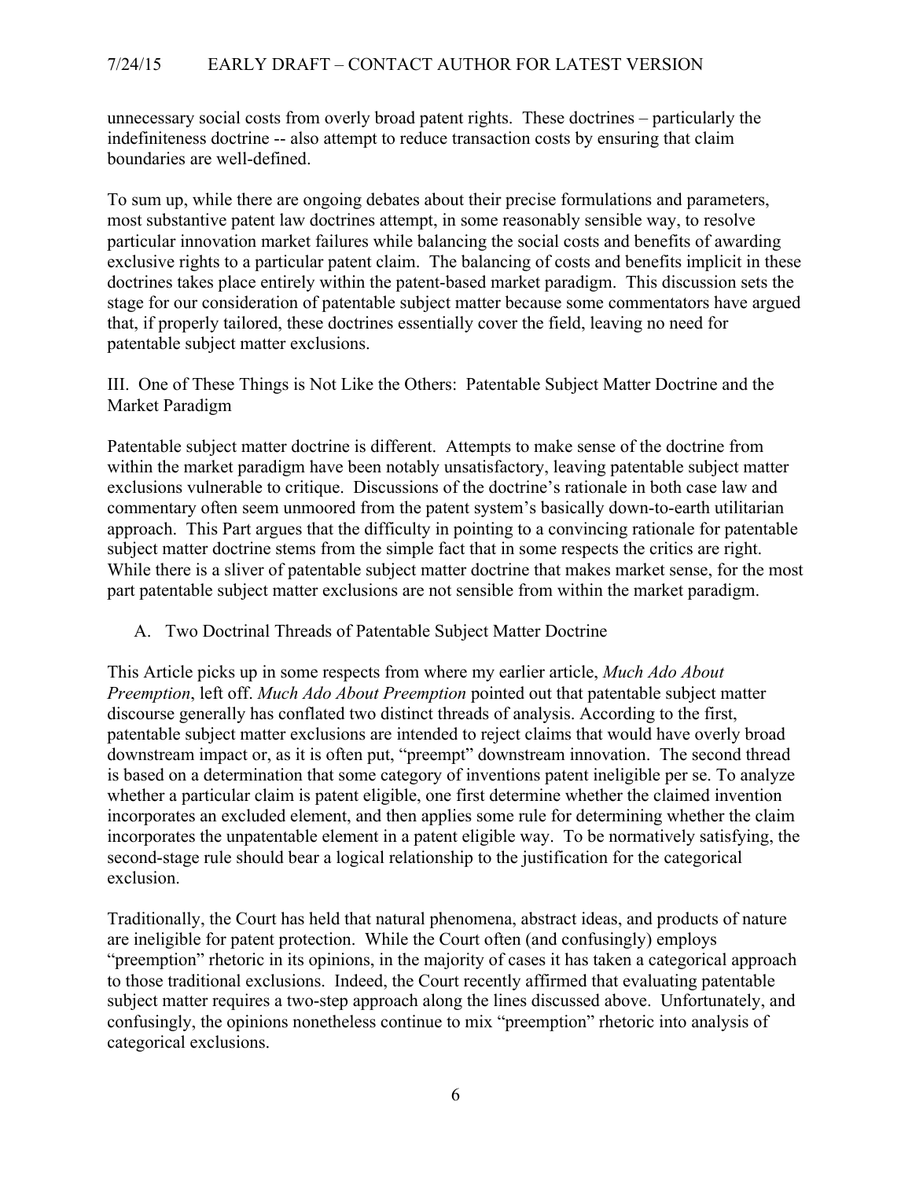unnecessary social costs from overly broad patent rights. These doctrines – particularly the indefiniteness doctrine -- also attempt to reduce transaction costs by ensuring that claim boundaries are well-defined.

To sum up, while there are ongoing debates about their precise formulations and parameters, most substantive patent law doctrines attempt, in some reasonably sensible way, to resolve particular innovation market failures while balancing the social costs and benefits of awarding exclusive rights to a particular patent claim. The balancing of costs and benefits implicit in these doctrines takes place entirely within the patent-based market paradigm. This discussion sets the stage for our consideration of patentable subject matter because some commentators have argued that, if properly tailored, these doctrines essentially cover the field, leaving no need for patentable subject matter exclusions.

## III. One of These Things is Not Like the Others: Patentable Subject Matter Doctrine and the Market Paradigm

Patentable subject matter doctrine is different. Attempts to make sense of the doctrine from within the market paradigm have been notably unsatisfactory, leaving patentable subject matter exclusions vulnerable to critique. Discussions of the doctrine's rationale in both case law and commentary often seem unmoored from the patent system's basically down-to-earth utilitarian approach. This Part argues that the difficulty in pointing to a convincing rationale for patentable subject matter doctrine stems from the simple fact that in some respects the critics are right. While there is a sliver of patentable subject matter doctrine that makes market sense, for the most part patentable subject matter exclusions are not sensible from within the market paradigm.

### A. Two Doctrinal Threads of Patentable Subject Matter Doctrine

This Article picks up in some respects from where my earlier article, *Much Ado About Preemption*, left off. *Much Ado About Preemption* pointed out that patentable subject matter discourse generally has conflated two distinct threads of analysis. According to the first, patentable subject matter exclusions are intended to reject claims that would have overly broad downstream impact or, as it is often put, "preempt" downstream innovation. The second thread is based on a determination that some category of inventions patent ineligible per se. To analyze whether a particular claim is patent eligible, one first determine whether the claimed invention incorporates an excluded element, and then applies some rule for determining whether the claim incorporates the unpatentable element in a patent eligible way. To be normatively satisfying, the second-stage rule should bear a logical relationship to the justification for the categorical exclusion.

Traditionally, the Court has held that natural phenomena, abstract ideas, and products of nature are ineligible for patent protection. While the Court often (and confusingly) employs "preemption" rhetoric in its opinions, in the majority of cases it has taken a categorical approach to those traditional exclusions. Indeed, the Court recently affirmed that evaluating patentable subject matter requires a two-step approach along the lines discussed above. Unfortunately, and confusingly, the opinions nonetheless continue to mix "preemption" rhetoric into analysis of categorical exclusions.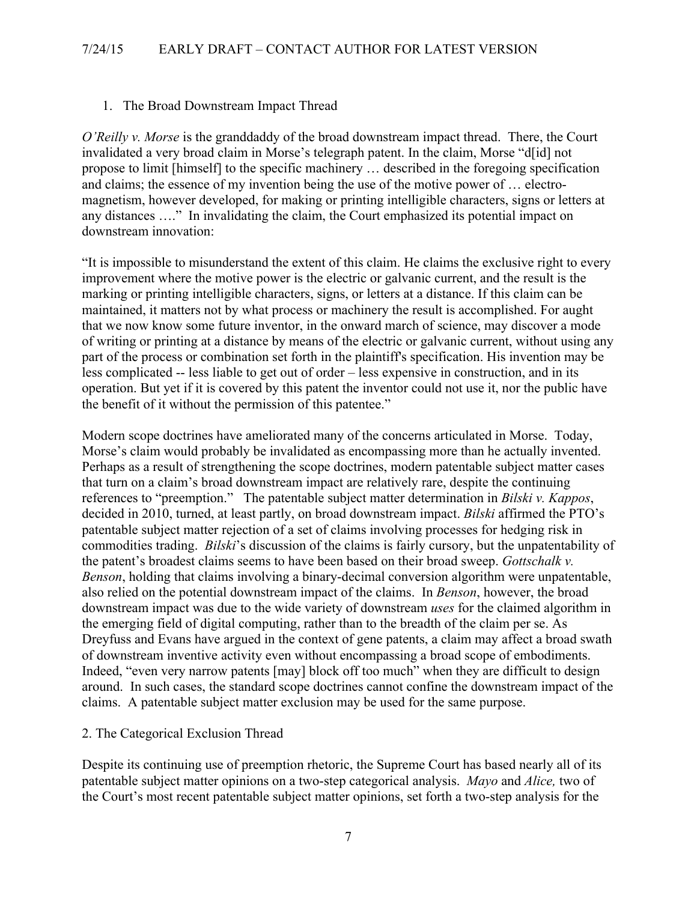### 1. The Broad Downstream Impact Thread

*O'Reilly v. Morse* is the granddaddy of the broad downstream impact thread. There, the Court invalidated a very broad claim in Morse's telegraph patent. In the claim, Morse "d[id] not propose to limit [himself] to the specific machinery … described in the foregoing specification and claims; the essence of my invention being the use of the motive power of … electro-magnetism, however developed, for making or printing intelligible characters, signs or letters at any distances …." In invalidating the claim, the Court emphasized its potential impact on downstream innovation:

"It is impossible to misunderstand the extent of this claim. He claims the exclusive right to every improvement where the motive power is the electric or galvanic current, and the result is the marking or printing intelligible characters, signs, or letters at a distance. If this claim can be maintained, it matters not by what process or machinery the result is accomplished. For aught that we now know some future inventor, in the onward march of science, may discover a mode of writing or printing at a distance by means of the electric or galvanic current, without using any part of the process or combination set forth in the plaintiff's specification. His invention may be less complicated -- less liable to get out of order – less expensive in construction, and in its operation. But yet if it is covered by this patent the inventor could not use it, nor the public have the benefit of it without the permission of this patentee."

Modern scope doctrines have ameliorated many of the concerns articulated in Morse. Today, Morse's claim would probably be invalidated as encompassing more than he actually invented. Perhaps as a result of strengthening the scope doctrines, modern patentable subject matter cases that turn on a claim's broad downstream impact are relatively rare, despite the continuing references to "preemption." The patentable subject matter determination in *Bilski v. Kappos*, decided in 2010, turned, at least partly, on broad downstream impact. *Bilski* affirmed the PTO's patentable subject matter rejection of a set of claims involving processes for hedging risk in commodities trading. *Bilski*'s discussion of the claims is fairly cursory, but the unpatentability of the patent's broadest claims seems to have been based on their broad sweep. *Gottschalk v. Benson*, holding that claims involving a binary-decimal conversion algorithm were unpatentable, also relied on the potential downstream impact of the claims. In *Benson*, however, the broad downstream impact was due to the wide variety of downstream *uses* for the claimed algorithm in the emerging field of digital computing, rather than to the breadth of the claim per se. As Dreyfuss and Evans have argued in the context of gene patents, a claim may affect a broad swath of downstream inventive activity even without encompassing a broad scope of embodiments. Indeed, "even very narrow patents [may] block off too much" when they are difficult to design around. In such cases, the standard scope doctrines cannot confine the downstream impact of the claims. A patentable subject matter exclusion may be used for the same purpose.

### 2. The Categorical Exclusion Thread

Despite its continuing use of preemption rhetoric, the Supreme Court has based nearly all of its patentable subject matter opinions on a two-step categorical analysis. *Mayo* and *Alice,* two of the Court's most recent patentable subject matter opinions, set forth a two-step analysis for the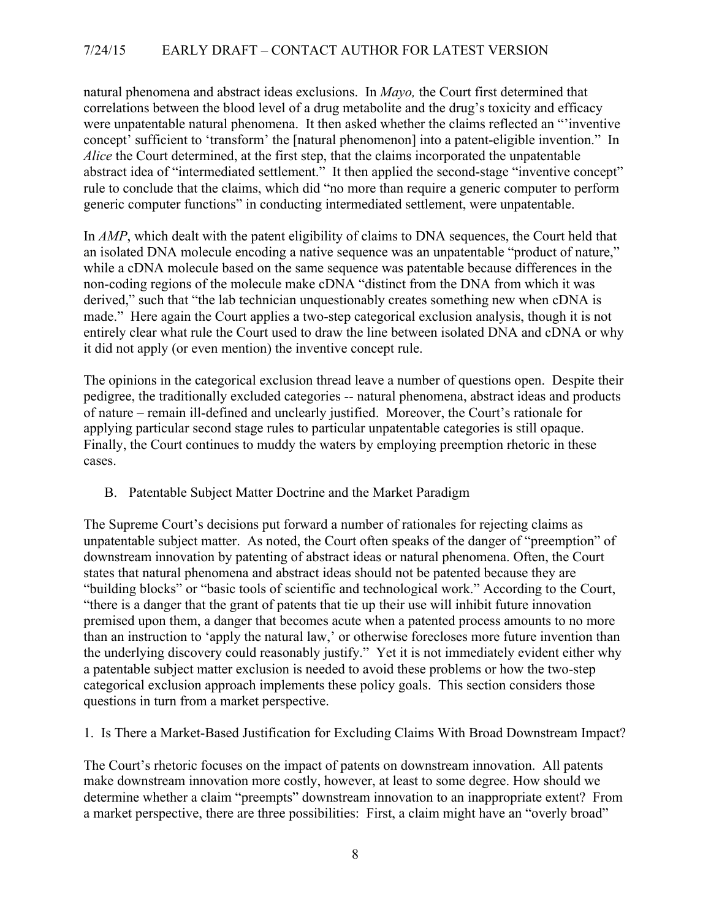natural phenomena and abstract ideas exclusions. In *Mayo,* the Court first determined that correlations between the blood level of a drug metabolite and the drug's toxicity and efficacy were unpatentable natural phenomena. It then asked whether the claims reflected an "'inventive concept' sufficient to 'transform' the [natural phenomenon] into a patent-eligible invention." In *Alice* the Court determined, at the first step, that the claims incorporated the unpatentable abstract idea of "intermediated settlement." It then applied the second-stage "inventive concept" rule to conclude that the claims, which did "no more than require a generic computer to perform generic computer functions" in conducting intermediated settlement, were unpatentable.

In *AMP*, which dealt with the patent eligibility of claims to DNA sequences, the Court held that an isolated DNA molecule encoding a native sequence was an unpatentable "product of nature," while a cDNA molecule based on the same sequence was patentable because differences in the non-coding regions of the molecule make cDNA "distinct from the DNA from which it was derived," such that "the lab technician unquestionably creates something new when cDNA is made." Here again the Court applies a two-step categorical exclusion analysis, though it is not entirely clear what rule the Court used to draw the line between isolated DNA and cDNA or why it did not apply (or even mention) the inventive concept rule.

The opinions in the categorical exclusion thread leave a number of questions open. Despite their pedigree, the traditionally excluded categories -- natural phenomena, abstract ideas and products of nature – remain ill-defined and unclearly justified. Moreover, the Court's rationale for applying particular second stage rules to particular unpatentable categories is still opaque. Finally, the Court continues to muddy the waters by employing preemption rhetoric in these cases.

## B. Patentable Subject Matter Doctrine and the Market Paradigm

The Supreme Court's decisions put forward a number of rationales for rejecting claims as unpatentable subject matter. As noted, the Court often speaks of the danger of "preemption" of downstream innovation by patenting of abstract ideas or natural phenomena. Often, the Court states that natural phenomena and abstract ideas should not be patented because they are "building blocks" or "basic tools of scientific and technological work." According to the Court, "there is a danger that the grant of patents that tie up their use will inhibit future innovation premised upon them, a danger that becomes acute when a patented process amounts to no more than an instruction to 'apply the natural law,' or otherwise forecloses more future invention than the underlying discovery could reasonably justify." Yet it is not immediately evident either why a patentable subject matter exclusion is needed to avoid these problems or how the two-step categorical exclusion approach implements these policy goals. This section considers those questions in turn from a market perspective.

### 1. Is There a Market-Based Justification for Excluding Claims With Broad Downstream Impact?

The Court's rhetoric focuses on the impact of patents on downstream innovation. All patents make downstream innovation more costly, however, at least to some degree. How should we determine whether a claim "preempts" downstream innovation to an inappropriate extent? From a market perspective, there are three possibilities: First, a claim might have an "overly broad"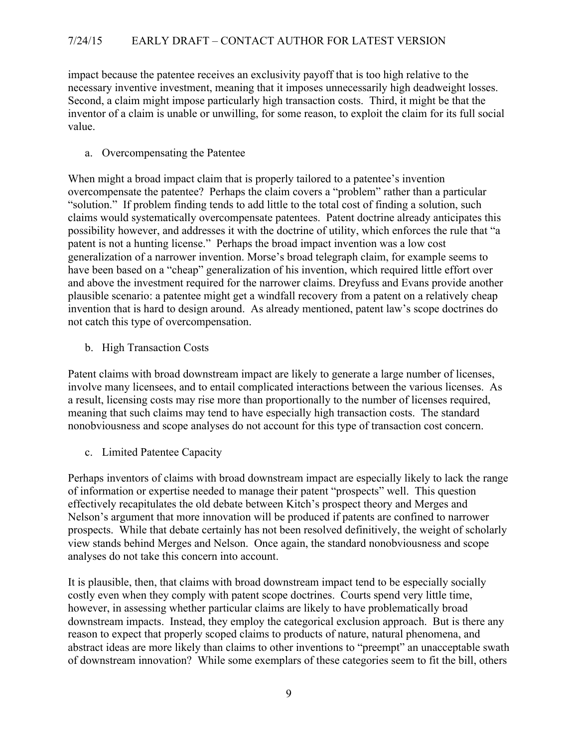impact because the patentee receives an exclusivity payoff that is too high relative to the necessary inventive investment, meaning that it imposes unnecessarily high deadweight losses. Second, a claim might impose particularly high transaction costs. Third, it might be that the inventor of a claim is unable or unwilling, for some reason, to exploit the claim for its full social value.

a. Overcompensating the Patentee

When might a broad impact claim that is properly tailored to a patentee's invention overcompensate the patentee? Perhaps the claim covers a "problem" rather than a particular "solution." If problem finding tends to add little to the total cost of finding a solution, such claims would systematically overcompensate patentees. Patent doctrine already anticipates this possibility however, and addresses it with the doctrine of utility, which enforces the rule that "a patent is not a hunting license." Perhaps the broad impact invention was a low cost generalization of a narrower invention. Morse's broad telegraph claim, for example seems to have been based on a "cheap" generalization of his invention, which required little effort over and above the investment required for the narrower claims. Dreyfuss and Evans provide another plausible scenario: a patentee might get a windfall recovery from a patent on a relatively cheap invention that is hard to design around. As already mentioned, patent law's scope doctrines do not catch this type of overcompensation.

b. High Transaction Costs

Patent claims with broad downstream impact are likely to generate a large number of licenses, involve many licensees, and to entail complicated interactions between the various licenses. As a result, licensing costs may rise more than proportionally to the number of licenses required, meaning that such claims may tend to have especially high transaction costs. The standard nonobviousness and scope analyses do not account for this type of transaction cost concern.

c. Limited Patentee Capacity

Perhaps inventors of claims with broad downstream impact are especially likely to lack the range of information or expertise needed to manage their patent "prospects" well. This question effectively recapitulates the old debate between Kitch's prospect theory and Merges and Nelson's argument that more innovation will be produced if patents are confined to narrower prospects. While that debate certainly has not been resolved definitively, the weight of scholarly view stands behind Merges and Nelson. Once again, the standard nonobviousness and scope analyses do not take this concern into account.

It is plausible, then, that claims with broad downstream impact tend to be especially socially costly even when they comply with patent scope doctrines. Courts spend very little time, however, in assessing whether particular claims are likely to have problematically broad downstream impacts. Instead, they employ the categorical exclusion approach. But is there any reason to expect that properly scoped claims to products of nature, natural phenomena, and abstract ideas are more likely than claims to other inventions to "preempt" an unacceptable swath of downstream innovation? While some exemplars of these categories seem to fit the bill, others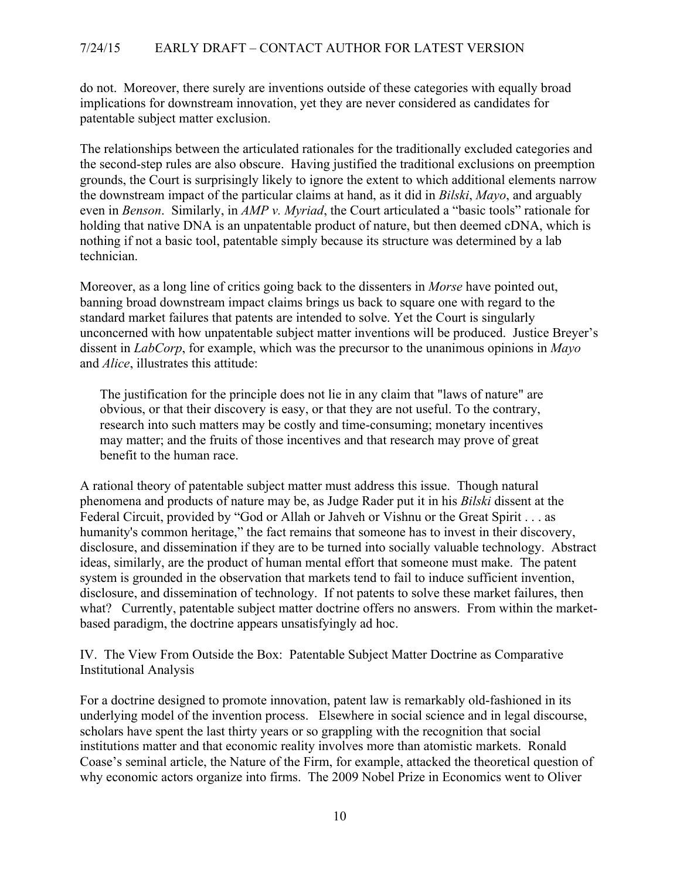do not. Moreover, there surely are inventions outside of these categories with equally broad implications for downstream innovation, yet they are never considered as candidates for patentable subject matter exclusion.

The relationships between the articulated rationales for the traditionally excluded categories and the second-step rules are also obscure. Having justified the traditional exclusions on preemption grounds, the Court is surprisingly likely to ignore the extent to which additional elements narrow the downstream impact of the particular claims at hand, as it did in *Bilski*, *Mayo*, and arguably even in *Benson*. Similarly, in *AMP v. Myriad*, the Court articulated a "basic tools" rationale for holding that native DNA is an unpatentable product of nature, but then deemed cDNA, which is nothing if not a basic tool, patentable simply because its structure was determined by a lab technician.

Moreover, as a long line of critics going back to the dissenters in *Morse* have pointed out, banning broad downstream impact claims brings us back to square one with regard to the standard market failures that patents are intended to solve. Yet the Court is singularly unconcerned with how unpatentable subject matter inventions will be produced. Justice Breyer's dissent in *LabCorp*, for example, which was the precursor to the unanimous opinions in *Mayo* and *Alice*, illustrates this attitude:

> The justification for the principle does not lie in any claim that "laws of nature" are obvious, or that their discovery is easy, or that they are not useful. To the contrary, research into such matters may be costly and time-consuming; monetary incentives may matter; and the fruits of those incentives and that research may prove of great benefit to the human race.

A rational theory of patentable subject matter must address this issue. Though natural phenomena and products of nature may be, as Judge Rader put it in his *Bilski* dissent at the Federal Circuit, provided by "God or Allah or Jahveh or Vishnu or the Great Spirit . . . as humanity's common heritage," the fact remains that someone has to invest in their discovery, disclosure, and dissemination if they are to be turned into socially valuable technology. Abstract ideas, similarly, are the product of human mental effort that someone must make. The patent system is grounded in the observation that markets tend to fail to induce sufficient invention, disclosure, and dissemination of technology. If not patents to solve these market failures, then what? Currently, patentable subject matter doctrine offers no answers. From within the market-based paradigm, the doctrine appears unsatisfyingly ad hoc.

## IV. The View From Outside the Box: Patentable Subject Matter Doctrine as Comparative Institutional Analysis

For a doctrine designed to promote innovation, patent law is remarkably old-fashioned in its underlying model of the invention process. Elsewhere in social science and in legal discourse, scholars have spent the last thirty years or so grappling with the recognition that social institutions matter and that economic reality involves more than atomistic markets. Ronald Coase's seminal article, the Nature of the Firm, for example, attacked the theoretical question of why economic actors organize into firms. The 2009 Nobel Prize in Economics went to Oliver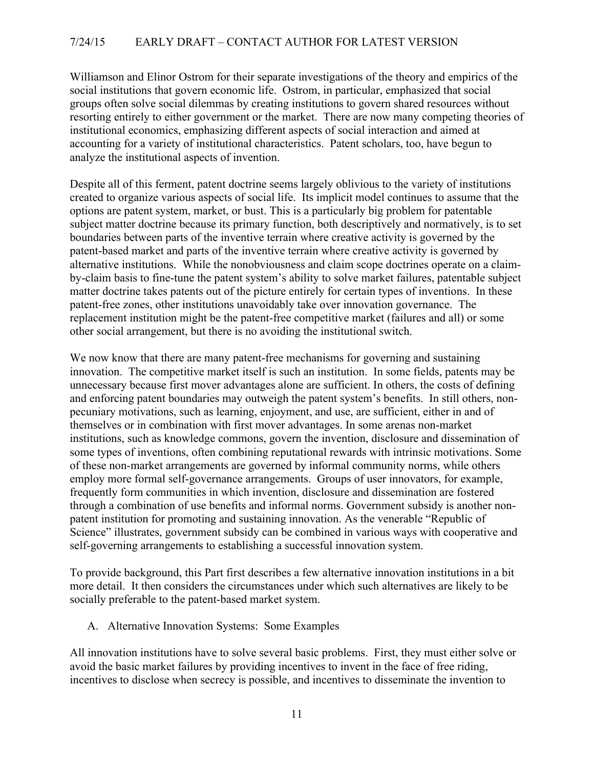Williamson and Elinor Ostrom for their separate investigations of the theory and empirics of the social institutions that govern economic life. Ostrom, in particular, emphasized that social groups often solve social dilemmas by creating institutions to govern shared resources without resorting entirely to either government or the market. There are now many competing theories of institutional economics, emphasizing different aspects of social interaction and aimed at accounting for a variety of institutional characteristics. Patent scholars, too, have begun to analyze the institutional aspects of invention.

Despite all of this ferment, patent doctrine seems largely oblivious to the variety of institutions created to organize various aspects of social life. Its implicit model continues to assume that the options are patent system, market, or bust. This is a particularly big problem for patentable subject matter doctrine because its primary function, both descriptively and normatively, is to set boundaries between parts of the inventive terrain where creative activity is governed by the patent-based market and parts of the inventive terrain where creative activity is governed by alternative institutions. While the nonobviousness and claim scope doctrines operate on a claim-by-claim basis to fine-tune the patent system's ability to solve market failures, patentable subject matter doctrine takes patents out of the picture entirely for certain types of inventions. In these patent-free zones, other institutions unavoidably take over innovation governance. The replacement institution might be the patent-free competitive market (failures and all) or some other social arrangement, but there is no avoiding the institutional switch.

We now know that there are many patent-free mechanisms for governing and sustaining innovation. The competitive market itself is such an institution. In some fields, patents may be unnecessary because first mover advantages alone are sufficient. In others, the costs of defining and enforcing patent boundaries may outweigh the patent system's benefits. In still others, non-pecuniary motivations, such as learning, enjoyment, and use, are sufficient, either in and of themselves or in combination with first mover advantages. In some arenas non-market institutions, such as knowledge commons, govern the invention, disclosure and dissemination of some types of inventions, often combining reputational rewards with intrinsic motivations. Some of these non-market arrangements are governed by informal community norms, while others employ more formal self-governance arrangements. Groups of user innovators, for example, frequently form communities in which invention, disclosure and dissemination are fostered through a combination of use benefits and informal norms. Government subsidy is another non-patent institution for promoting and sustaining innovation. As the venerable "Republic of Science" illustrates, government subsidy can be combined in various ways with cooperative and self-governing arrangements to establishing a successful innovation system.

To provide background, this Part first describes a few alternative innovation institutions in a bit more detail. It then considers the circumstances under which such alternatives are likely to be socially preferable to the patent-based market system.

### A. Alternative Innovation Systems: Some Examples

All innovation institutions have to solve several basic problems. First, they must either solve or avoid the basic market failures by providing incentives to invent in the face of free riding, incentives to disclose when secrecy is possible, and incentives to disseminate the invention to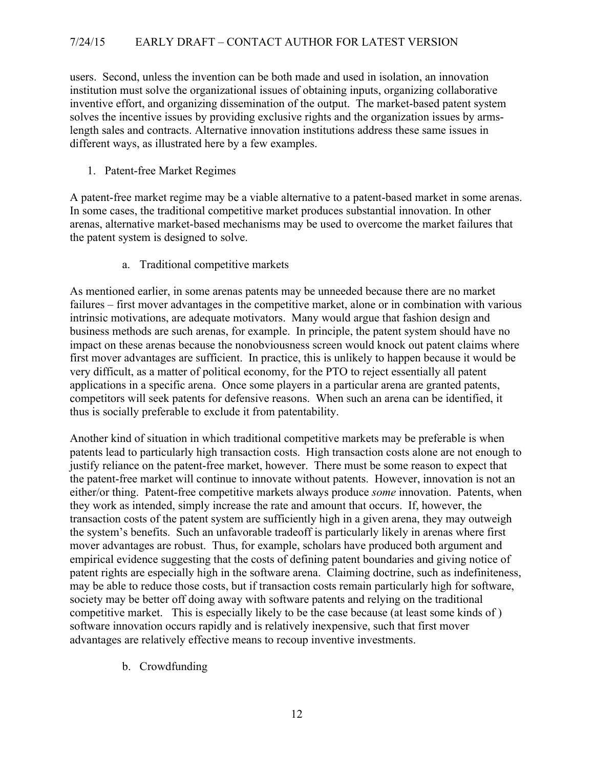users. Second, unless the invention can be both made and used in isolation, an innovation institution must solve the organizational issues of obtaining inputs, organizing collaborative inventive effort, and organizing dissemination of the output. The market-based patent system solves the incentive issues by providing exclusive rights and the organization issues by arms-length sales and contracts. Alternative innovation institutions address these same issues in different ways, as illustrated here by a few examples.

### 1. Patent-free Market Regimes

A patent-free market regime may be a viable alternative to a patent-based market in some arenas. In some cases, the traditional competitive market produces substantial innovation. In other arenas, alternative market-based mechanisms may be used to overcome the market failures that the patent system is designed to solve.

#### a. Traditional competitive markets

As mentioned earlier, in some arenas patents may be unneeded because there are no market failures – first mover advantages in the competitive market, alone or in combination with various intrinsic motivations, are adequate motivators. Many would argue that fashion design and business methods are such arenas, for example. In principle, the patent system should have no impact on these arenas because the nonobviousness screen would knock out patent claims where first mover advantages are sufficient. In practice, this is unlikely to happen because it would be very difficult, as a matter of political economy, for the PTO to reject essentially all patent applications in a specific arena. Once some players in a particular arena are granted patents, competitors will seek patents for defensive reasons. When such an arena can be identified, it thus is socially preferable to exclude it from patentability.

Another kind of situation in which traditional competitive markets may be preferable is when patents lead to particularly high transaction costs. High transaction costs alone are not enough to justify reliance on the patent-free market, however. There must be some reason to expect that the patent-free market will continue to innovate without patents. However, innovation is not an either/or thing. Patent-free competitive markets always produce *some* innovation. Patents, when they work as intended, simply increase the rate and amount that occurs. If, however, the transaction costs of the patent system are sufficiently high in a given arena, they may outweigh the system's benefits. Such an unfavorable tradeoff is particularly likely in arenas where first mover advantages are robust. Thus, for example, scholars have produced both argument and empirical evidence suggesting that the costs of defining patent boundaries and giving notice of patent rights are especially high in the software arena. Claiming doctrine, such as indefiniteness, may be able to reduce those costs, but if transaction costs remain particularly high for software, society may be better off doing away with software patents and relying on the traditional competitive market. This is especially likely to be the case because (at least some kinds of ) software innovation occurs rapidly and is relatively inexpensive, such that first mover advantages are relatively effective means to recoup inventive investments.

#### b. Crowdfunding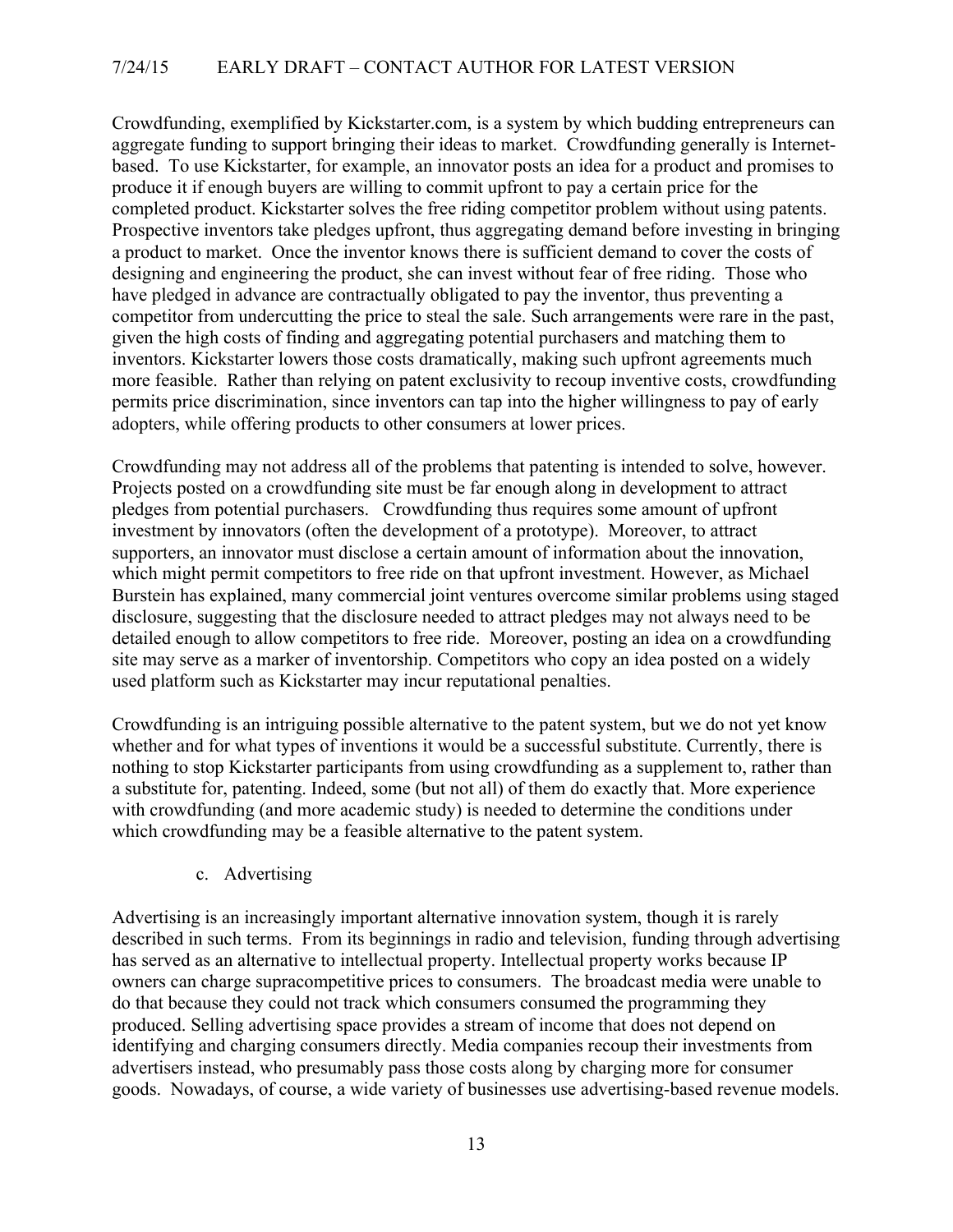Crowdfunding, exemplified by Kickstarter.com, is a system by which budding entrepreneurs can aggregate funding to support bringing their ideas to market. Crowdfunding generally is Internet-based. To use Kickstarter, for example, an innovator posts an idea for a product and promises to produce it if enough buyers are willing to commit upfront to pay a certain price for the completed product. Kickstarter solves the free riding competitor problem without using patents. Prospective inventors take pledges upfront, thus aggregating demand before investing in bringing a product to market. Once the inventor knows there is sufficient demand to cover the costs of designing and engineering the product, she can invest without fear of free riding. Those who have pledged in advance are contractually obligated to pay the inventor, thus preventing a competitor from undercutting the price to steal the sale. Such arrangements were rare in the past, given the high costs of finding and aggregating potential purchasers and matching them to inventors. Kickstarter lowers those costs dramatically, making such upfront agreements much more feasible. Rather than relying on patent exclusivity to recoup inventive costs, crowdfunding permits price discrimination, since inventors can tap into the higher willingness to pay of early adopters, while offering products to other consumers at lower prices.

Crowdfunding may not address all of the problems that patenting is intended to solve, however. Projects posted on a crowdfunding site must be far enough along in development to attract pledges from potential purchasers. Crowdfunding thus requires some amount of upfront investment by innovators (often the development of a prototype). Moreover, to attract supporters, an innovator must disclose a certain amount of information about the innovation, which might permit competitors to free ride on that upfront investment. However, as Michael Burstein has explained, many commercial joint ventures overcome similar problems using staged disclosure, suggesting that the disclosure needed to attract pledges may not always need to be detailed enough to allow competitors to free ride. Moreover, posting an idea on a crowdfunding site may serve as a marker of inventorship. Competitors who copy an idea posted on a widely used platform such as Kickstarter may incur reputational penalties.

Crowdfunding is an intriguing possible alternative to the patent system, but we do not yet know whether and for what types of inventions it would be a successful substitute. Currently, there is nothing to stop Kickstarter participants from using crowdfunding as a supplement to, rather than a substitute for, patenting. Indeed, some (but not all) of them do exactly that. More experience with crowdfunding (and more academic study) is needed to determine the conditions under which crowdfunding may be a feasible alternative to the patent system.

c. Advertising

Advertising is an increasingly important alternative innovation system, though it is rarely described in such terms. From its beginnings in radio and television, funding through advertising has served as an alternative to intellectual property. Intellectual property works because IP owners can charge supracompetitive prices to consumers. The broadcast media were unable to do that because they could not track which consumers consumed the programming they produced. Selling advertising space provides a stream of income that does not depend on identifying and charging consumers directly. Media companies recoup their investments from advertisers instead, who presumably pass those costs along by charging more for consumer goods. Nowadays, of course, a wide variety of businesses use advertising-based revenue models.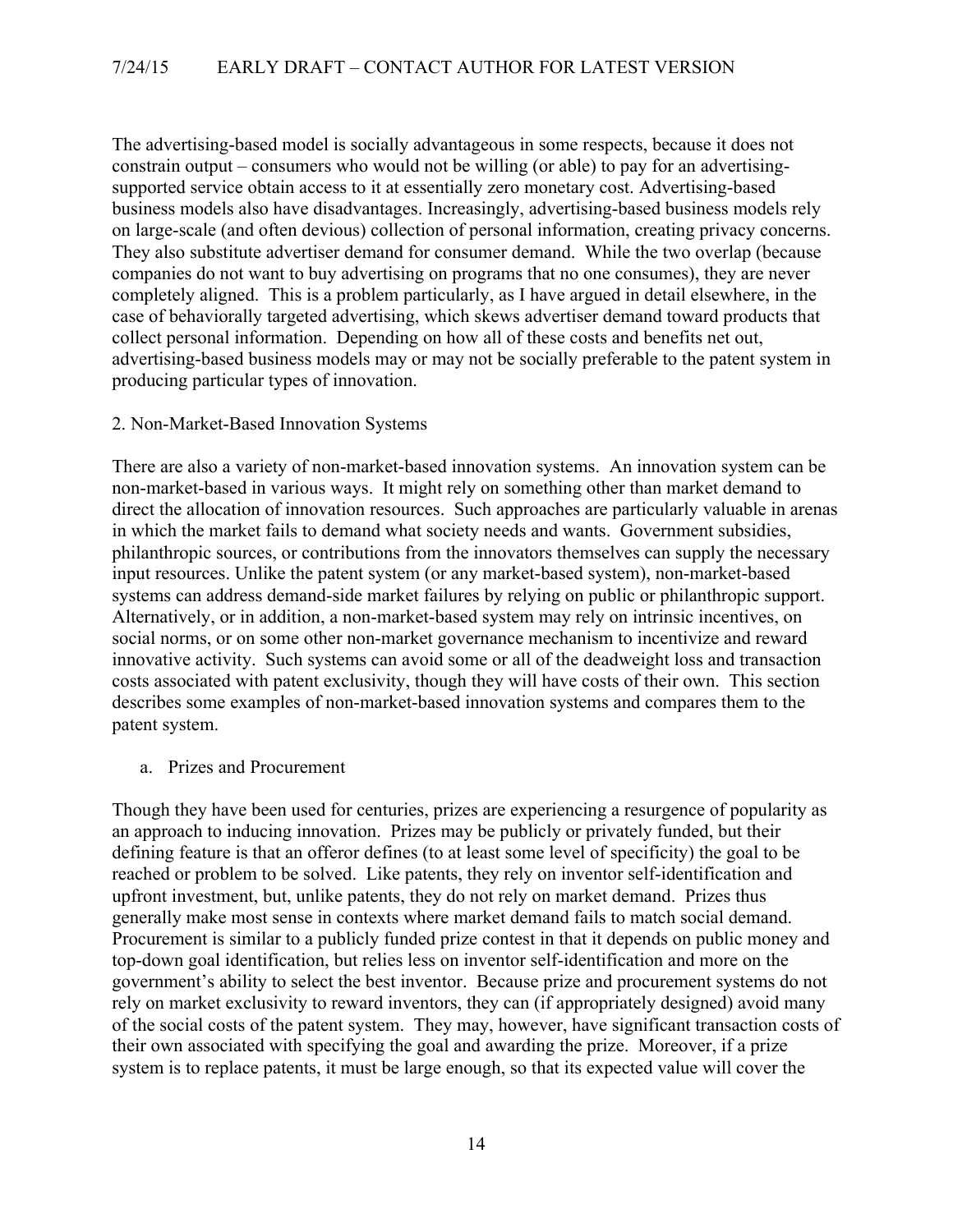The advertising-based model is socially advantageous in some respects, because it does not constrain output – consumers who would not be willing (or able) to pay for an advertising-supported service obtain access to it at essentially zero monetary cost. Advertising-based business models also have disadvantages. Increasingly, advertising-based business models rely on large-scale (and often devious) collection of personal information, creating privacy concerns. They also substitute advertiser demand for consumer demand. While the two overlap (because companies do not want to buy advertising on programs that no one consumes), they are never completely aligned. This is a problem particularly, as I have argued in detail elsewhere, in the case of behaviorally targeted advertising, which skews advertiser demand toward products that collect personal information. Depending on how all of these costs and benefits net out, advertising-based business models may or may not be socially preferable to the patent system in producing particular types of innovation.

### 2. Non-Market-Based Innovation Systems

There are also a variety of non-market-based innovation systems. An innovation system can be non-market-based in various ways. It might rely on something other than market demand to direct the allocation of innovation resources. Such approaches are particularly valuable in arenas in which the market fails to demand what society needs and wants. Government subsidies, philanthropic sources, or contributions from the innovators themselves can supply the necessary input resources. Unlike the patent system (or any market-based system), non-market-based systems can address demand-side market failures by relying on public or philanthropic support. Alternatively, or in addition, a non-market-based system may rely on intrinsic incentives, on social norms, or on some other non-market governance mechanism to incentivize and reward innovative activity. Such systems can avoid some or all of the deadweight loss and transaction costs associated with patent exclusivity, though they will have costs of their own. This section describes some examples of non-market-based innovation systems and compares them to the patent system.

#### a. Prizes and Procurement

Though they have been used for centuries, prizes are experiencing a resurgence of popularity as an approach to inducing innovation. Prizes may be publicly or privately funded, but their defining feature is that an offeror defines (to at least some level of specificity) the goal to be reached or problem to be solved. Like patents, they rely on inventor self-identification and upfront investment, but, unlike patents, they do not rely on market demand. Prizes thus generally make most sense in contexts where market demand fails to match social demand. Procurement is similar to a publicly funded prize contest in that it depends on public money and top-down goal identification, but relies less on inventor self-identification and more on the government's ability to select the best inventor. Because prize and procurement systems do not rely on market exclusivity to reward inventors, they can (if appropriately designed) avoid many of the social costs of the patent system. They may, however, have significant transaction costs of their own associated with specifying the goal and awarding the prize. Moreover, if a prize system is to replace patents, it must be large enough, so that its expected value will cover the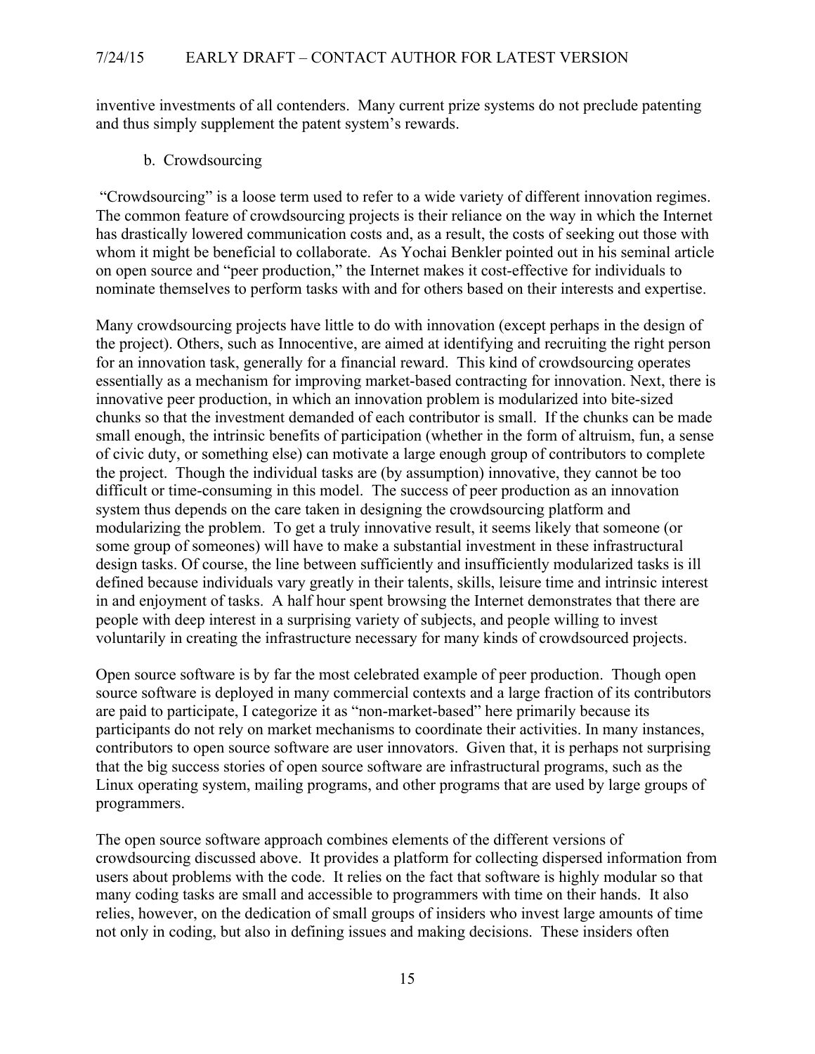inventive investments of all contenders. Many current prize systems do not preclude patenting and thus simply supplement the patent system's rewards.

### b. Crowdsourcing

"Crowdsourcing" is a loose term used to refer to a wide variety of different innovation regimes. The common feature of crowdsourcing projects is their reliance on the way in which the Internet has drastically lowered communication costs and, as a result, the costs of seeking out those with whom it might be beneficial to collaborate. As Yochai Benkler pointed out in his seminal article on open source and "peer production," the Internet makes it cost-effective for individuals to nominate themselves to perform tasks with and for others based on their interests and expertise.

Many crowdsourcing projects have little to do with innovation (except perhaps in the design of the project). Others, such as Innocentive, are aimed at identifying and recruiting the right person for an innovation task, generally for a financial reward. This kind of crowdsourcing operates essentially as a mechanism for improving market-based contracting for innovation. Next, there is innovative peer production, in which an innovation problem is modularized into bite-sized chunks so that the investment demanded of each contributor is small. If the chunks can be made small enough, the intrinsic benefits of participation (whether in the form of altruism, fun, a sense of civic duty, or something else) can motivate a large enough group of contributors to complete the project. Though the individual tasks are (by assumption) innovative, they cannot be too difficult or time-consuming in this model. The success of peer production as an innovation system thus depends on the care taken in designing the crowdsourcing platform and modularizing the problem. To get a truly innovative result, it seems likely that someone (or some group of someones) will have to make a substantial investment in these infrastructural design tasks. Of course, the line between sufficiently and insufficiently modularized tasks is ill defined because individuals vary greatly in their talents, skills, leisure time and intrinsic interest in and enjoyment of tasks. A half hour spent browsing the Internet demonstrates that there are people with deep interest in a surprising variety of subjects, and people willing to invest voluntarily in creating the infrastructure necessary for many kinds of crowdsourced projects.

Open source software is by far the most celebrated example of peer production. Though open source software is deployed in many commercial contexts and a large fraction of its contributors are paid to participate, I categorize it as "non-market-based" here primarily because its participants do not rely on market mechanisms to coordinate their activities. In many instances, contributors to open source software are user innovators. Given that, it is perhaps not surprising that the big success stories of open source software are infrastructural programs, such as the Linux operating system, mailing programs, and other programs that are used by large groups of programmers.

The open source software approach combines elements of the different versions of crowdsourcing discussed above. It provides a platform for collecting dispersed information from users about problems with the code. It relies on the fact that software is highly modular so that many coding tasks are small and accessible to programmers with time on their hands. It also relies, however, on the dedication of small groups of insiders who invest large amounts of time not only in coding, but also in defining issues and making decisions. These insiders often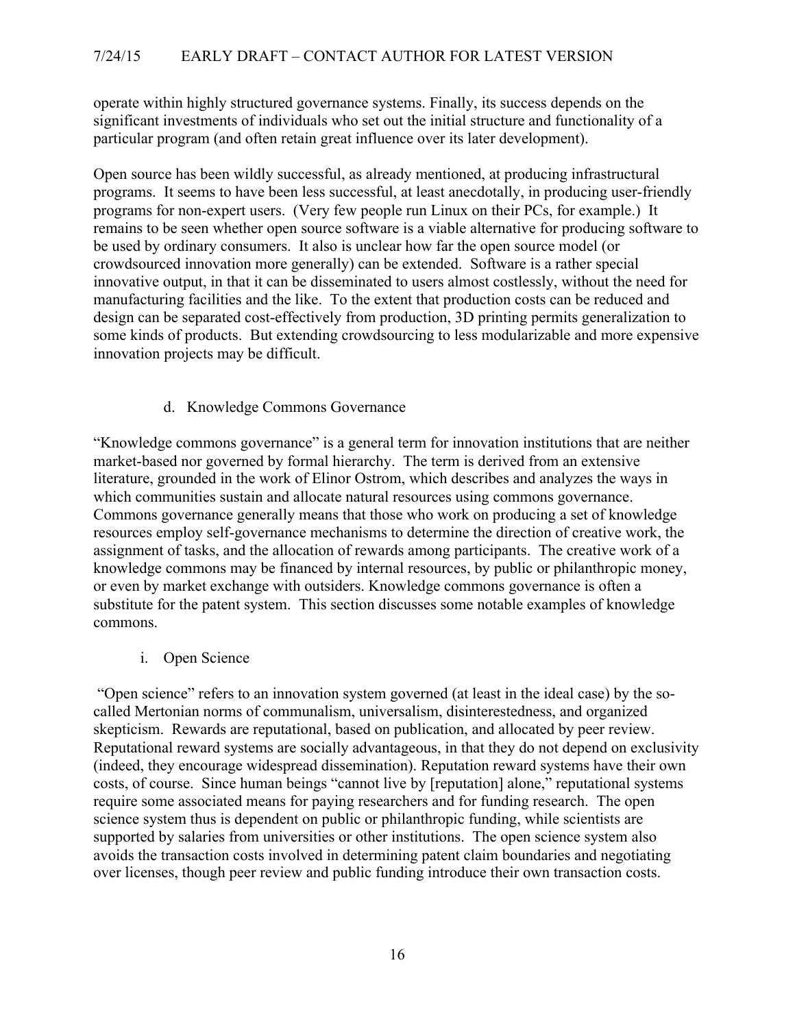operate within highly structured governance systems. Finally, its success depends on the significant investments of individuals who set out the initial structure and functionality of a particular program (and often retain great influence over its later development).

Open source has been wildly successful, as already mentioned, at producing infrastructural programs. It seems to have been less successful, at least anecdotally, in producing user-friendly programs for non-expert users. (Very few people run Linux on their PCs, for example.) It remains to be seen whether open source software is a viable alternative for producing software to be used by ordinary consumers. It also is unclear how far the open source model (or crowdsourced innovation more generally) can be extended. Software is a rather special innovative output, in that it can be disseminated to users almost costlessly, without the need for manufacturing facilities and the like. To the extent that production costs can be reduced and design can be separated cost-effectively from production, 3D printing permits generalization to some kinds of products. But extending crowdsourcing to less modularizable and more expensive innovation projects may be difficult.

### d. Knowledge Commons Governance

"Knowledge commons governance" is a general term for innovation institutions that are neither market-based nor governed by formal hierarchy. The term is derived from an extensive literature, grounded in the work of Elinor Ostrom, which describes and analyzes the ways in which communities sustain and allocate natural resources using commons governance. Commons governance generally means that those who work on producing a set of knowledge resources employ self-governance mechanisms to determine the direction of creative work, the assignment of tasks, and the allocation of rewards among participants. The creative work of a knowledge commons may be financed by internal resources, by public or philanthropic money, or even by market exchange with outsiders. Knowledge commons governance is often a substitute for the patent system. This section discusses some notable examples of knowledge commons.

#### i. Open Science

"Open science" refers to an innovation system governed (at least in the ideal case) by the so-called Mertonian norms of communalism, universalism, disinterestedness, and organized skepticism. Rewards are reputational, based on publication, and allocated by peer review. Reputational reward systems are socially advantageous, in that they do not depend on exclusivity (indeed, they encourage widespread dissemination). Reputation reward systems have their own costs, of course. Since human beings "cannot live by [reputation] alone," reputational systems require some associated means for paying researchers and for funding research. The open science system thus is dependent on public or philanthropic funding, while scientists are supported by salaries from universities or other institutions. The open science system also avoids the transaction costs involved in determining patent claim boundaries and negotiating over licenses, though peer review and public funding introduce their own transaction costs.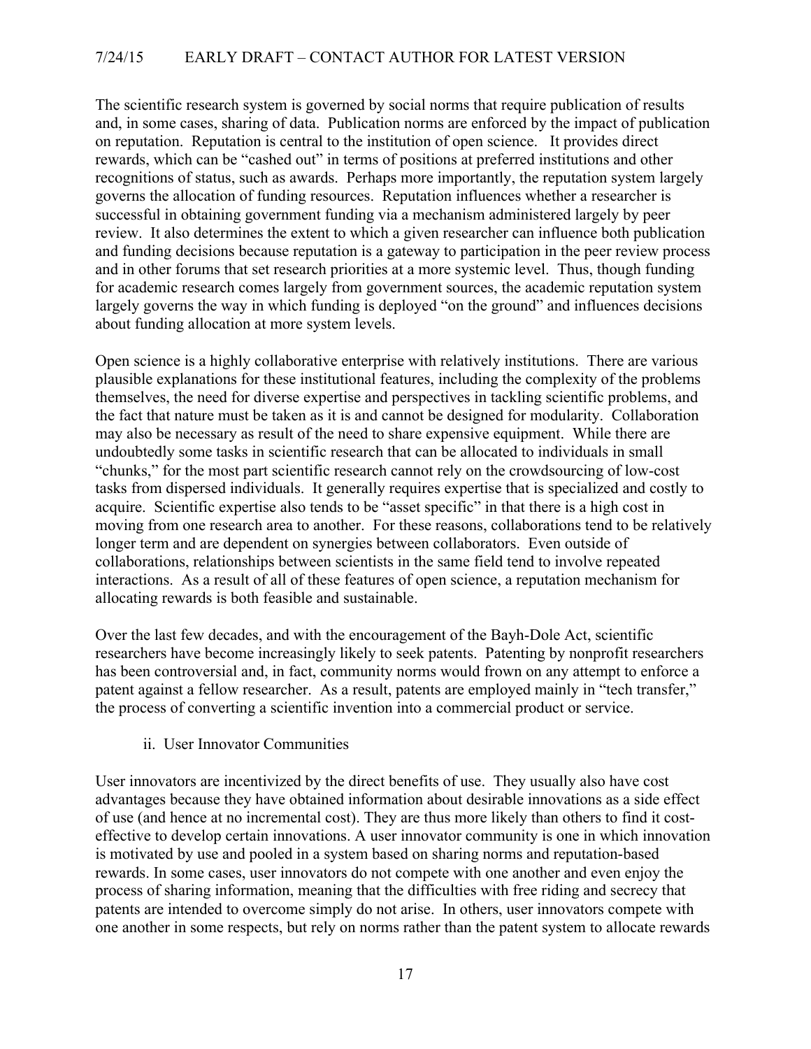The scientific research system is governed by social norms that require publication of results and, in some cases, sharing of data. Publication norms are enforced by the impact of publication on reputation. Reputation is central to the institution of open science. It provides direct rewards, which can be "cashed out" in terms of positions at preferred institutions and other recognitions of status, such as awards. Perhaps more importantly, the reputation system largely governs the allocation of funding resources. Reputation influences whether a researcher is successful in obtaining government funding via a mechanism administered largely by peer review. It also determines the extent to which a given researcher can influence both publication and funding decisions because reputation is a gateway to participation in the peer review process and in other forums that set research priorities at a more systemic level. Thus, though funding for academic research comes largely from government sources, the academic reputation system largely governs the way in which funding is deployed "on the ground" and influences decisions about funding allocation at more system levels.

Open science is a highly collaborative enterprise with relatively institutions. There are various plausible explanations for these institutional features, including the complexity of the problems themselves, the need for diverse expertise and perspectives in tackling scientific problems, and the fact that nature must be taken as it is and cannot be designed for modularity. Collaboration may also be necessary as result of the need to share expensive equipment. While there are undoubtedly some tasks in scientific research that can be allocated to individuals in small "chunks," for the most part scientific research cannot rely on the crowdsourcing of low-cost tasks from dispersed individuals. It generally requires expertise that is specialized and costly to acquire. Scientific expertise also tends to be "asset specific" in that there is a high cost in moving from one research area to another. For these reasons, collaborations tend to be relatively longer term and are dependent on synergies between collaborators. Even outside of collaborations, relationships between scientists in the same field tend to involve repeated interactions. As a result of all of these features of open science, a reputation mechanism for allocating rewards is both feasible and sustainable.

Over the last few decades, and with the encouragement of the Bayh-Dole Act, scientific researchers have become increasingly likely to seek patents. Patenting by nonprofit researchers has been controversial and, in fact, community norms would frown on any attempt to enforce a patent against a fellow researcher. As a result, patents are employed mainly in "tech transfer," the process of converting a scientific invention into a commercial product or service.

#### ii. User Innovator Communities

User innovators are incentivized by the direct benefits of use. They usually also have cost advantages because they have obtained information about desirable innovations as a side effect of use (and hence at no incremental cost). They are thus more likely than others to find it cost-effective to develop certain innovations. A user innovator community is one in which innovation is motivated by use and pooled in a system based on sharing norms and reputation-based rewards. In some cases, user innovators do not compete with one another and even enjoy the process of sharing information, meaning that the difficulties with free riding and secrecy that patents are intended to overcome simply do not arise. In others, user innovators compete with one another in some respects, but rely on norms rather than the patent system to allocate rewards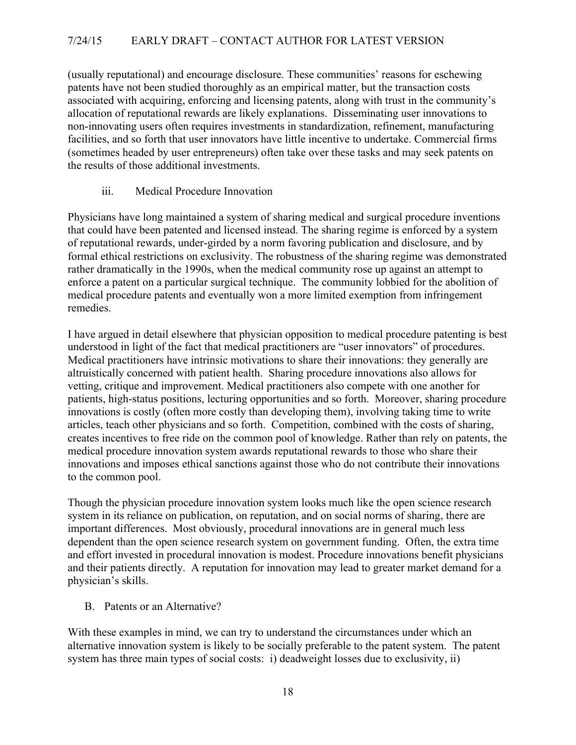(usually reputational) and encourage disclosure. These communities' reasons for eschewing patents have not been studied thoroughly as an empirical matter, but the transaction costs associated with acquiring, enforcing and licensing patents, along with trust in the community's allocation of reputational rewards are likely explanations. Disseminating user innovations to non-innovating users often requires investments in standardization, refinement, manufacturing facilities, and so forth that user innovators have little incentive to undertake. Commercial firms (sometimes headed by user entrepreneurs) often take over these tasks and may seek patents on the results of those additional investments.

#### iii. Medical Procedure Innovation

Physicians have long maintained a system of sharing medical and surgical procedure inventions that could have been patented and licensed instead. The sharing regime is enforced by a system of reputational rewards, under-girded by a norm favoring publication and disclosure, and by formal ethical restrictions on exclusivity. The robustness of the sharing regime was demonstrated rather dramatically in the 1990s, when the medical community rose up against an attempt to enforce a patent on a particular surgical technique. The community lobbied for the abolition of medical procedure patents and eventually won a more limited exemption from infringement remedies.

I have argued in detail elsewhere that physician opposition to medical procedure patenting is best understood in light of the fact that medical practitioners are "user innovators" of procedures. Medical practitioners have intrinsic motivations to share their innovations: they generally are altruistically concerned with patient health. Sharing procedure innovations also allows for vetting, critique and improvement. Medical practitioners also compete with one another for patients, high-status positions, lecturing opportunities and so forth. Moreover, sharing procedure innovations is costly (often more costly than developing them), involving taking time to write articles, teach other physicians and so forth. Competition, combined with the costs of sharing, creates incentives to free ride on the common pool of knowledge. Rather than rely on patents, the medical procedure innovation system awards reputational rewards to those who share their innovations and imposes ethical sanctions against those who do not contribute their innovations to the common pool.

Though the physician procedure innovation system looks much like the open science research system in its reliance on publication, on reputation, and on social norms of sharing, there are important differences. Most obviously, procedural innovations are in general much less dependent than the open science research system on government funding. Often, the extra time and effort invested in procedural innovation is modest. Procedure innovations benefit physicians and their patients directly. A reputation for innovation may lead to greater market demand for a physician's skills.

### B. Patents or an Alternative?

With these examples in mind, we can try to understand the circumstances under which an alternative innovation system is likely to be socially preferable to the patent system. The patent system has three main types of social costs: i) deadweight losses due to exclusivity, ii)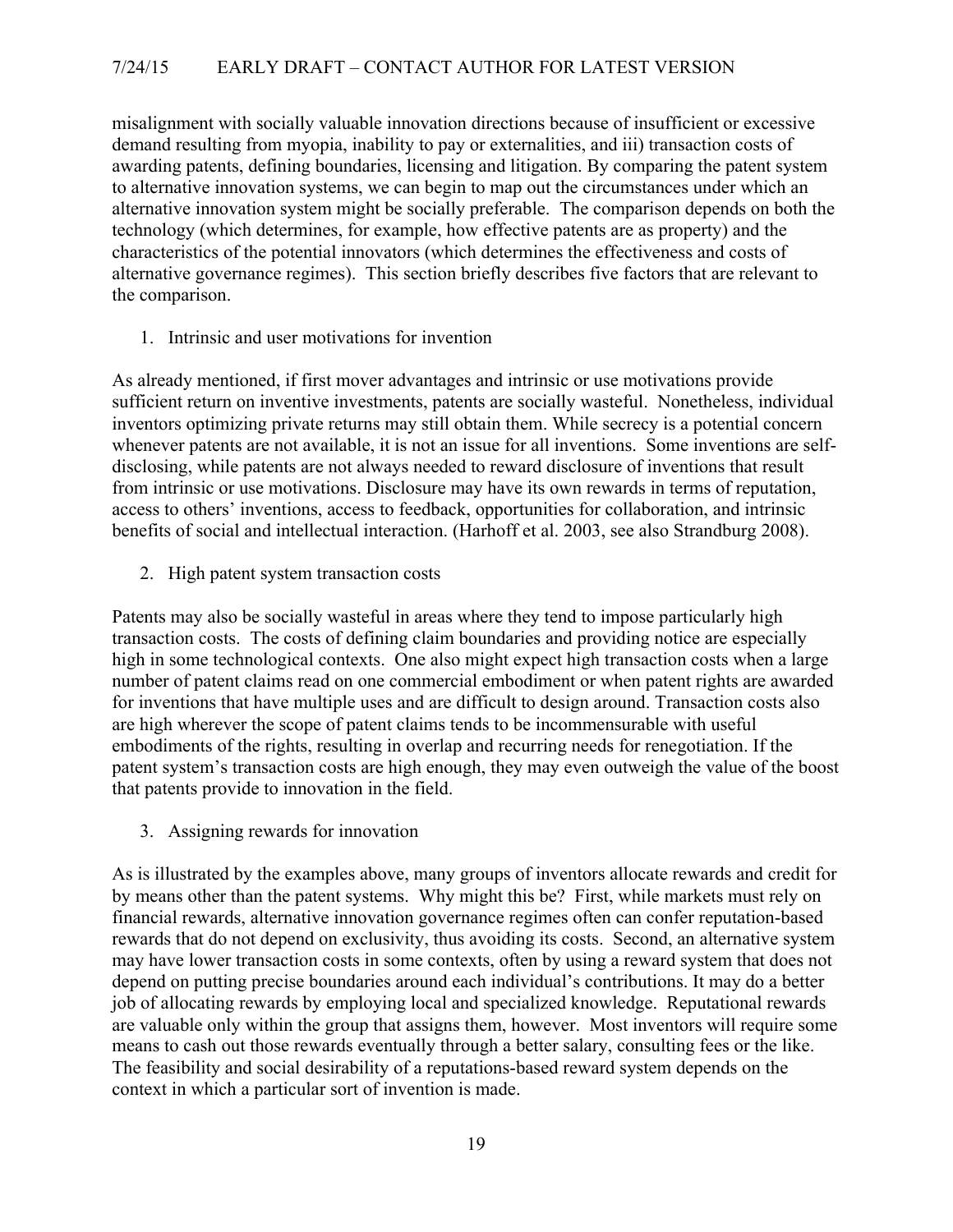misalignment with socially valuable innovation directions because of insufficient or excessive demand resulting from myopia, inability to pay or externalities, and iii) transaction costs of awarding patents, defining boundaries, licensing and litigation. By comparing the patent system to alternative innovation systems, we can begin to map out the circumstances under which an alternative innovation system might be socially preferable. The comparison depends on both the technology (which determines, for example, how effective patents are as property) and the characteristics of the potential innovators (which determines the effectiveness and costs of alternative governance regimes). This section briefly describes five factors that are relevant to the comparison.

1. Intrinsic and user motivations for invention

As already mentioned, if first mover advantages and intrinsic or use motivations provide sufficient return on inventive investments, patents are socially wasteful. Nonetheless, individual inventors optimizing private returns may still obtain them. While secrecy is a potential concern whenever patents are not available, it is not an issue for all inventions. Some inventions are self-disclosing, while patents are not always needed to reward disclosure of inventions that result from intrinsic or use motivations. Disclosure may have its own rewards in terms of reputation, access to others' inventions, access to feedback, opportunities for collaboration, and intrinsic benefits of social and intellectual interaction. (Harhoff et al. 2003, see also Strandburg 2008).

2. High patent system transaction costs

Patents may also be socially wasteful in areas where they tend to impose particularly high transaction costs. The costs of defining claim boundaries and providing notice are especially high in some technological contexts. One also might expect high transaction costs when a large number of patent claims read on one commercial embodiment or when patent rights are awarded for inventions that have multiple uses and are difficult to design around. Transaction costs also are high wherever the scope of patent claims tends to be incommensurable with useful embodiments of the rights, resulting in overlap and recurring needs for renegotiation. If the patent system's transaction costs are high enough, they may even outweigh the value of the boost that patents provide to innovation in the field.

3. Assigning rewards for innovation

As is illustrated by the examples above, many groups of inventors allocate rewards and credit for by means other than the patent systems. Why might this be? First, while markets must rely on financial rewards, alternative innovation governance regimes often can confer reputation-based rewards that do not depend on exclusivity, thus avoiding its costs. Second, an alternative system may have lower transaction costs in some contexts, often by using a reward system that does not depend on putting precise boundaries around each individual's contributions. It may do a better job of allocating rewards by employing local and specialized knowledge. Reputational rewards are valuable only within the group that assigns them, however. Most inventors will require some means to cash out those rewards eventually through a better salary, consulting fees or the like. The feasibility and social desirability of a reputations-based reward system depends on the context in which a particular sort of invention is made.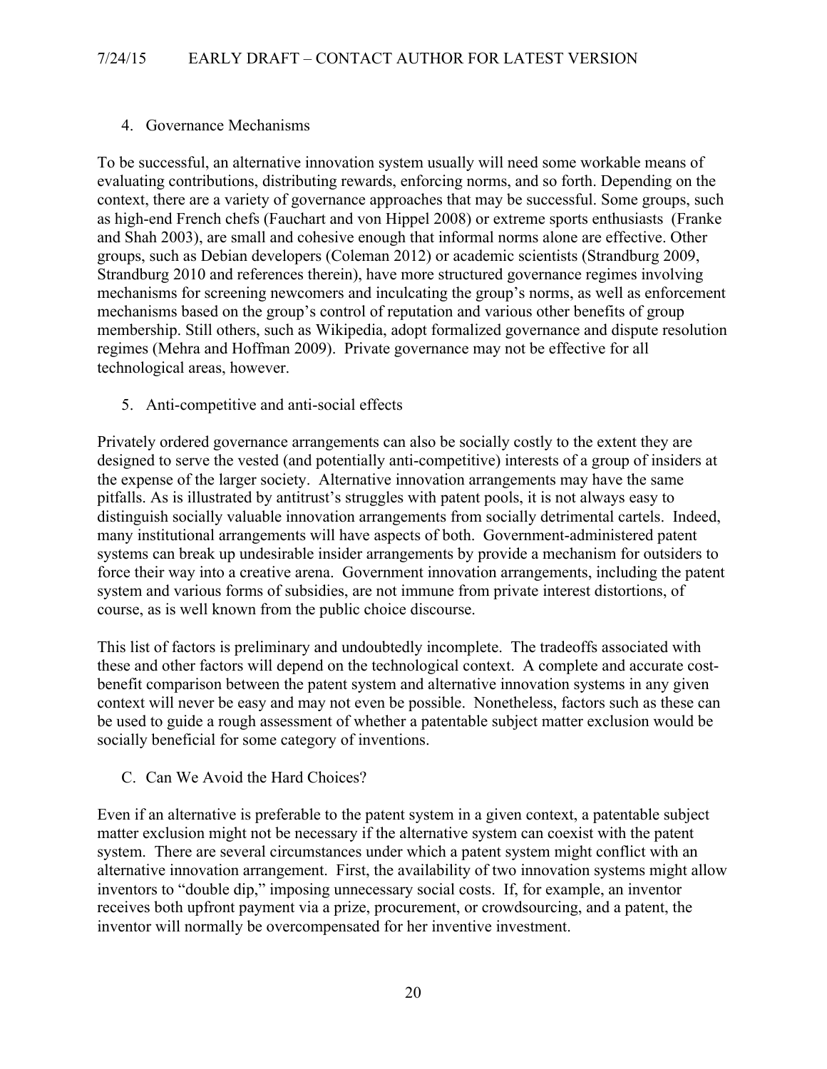4. Governance Mechanisms

To be successful, an alternative innovation system usually will need some workable means of evaluating contributions, distributing rewards, enforcing norms, and so forth. Depending on the context, there are a variety of governance approaches that may be successful. Some groups, such as high-end French chefs (Fauchart and von Hippel 2008) or extreme sports enthusiasts (Franke and Shah 2003), are small and cohesive enough that informal norms alone are effective. Other groups, such as Debian developers (Coleman 2012) or academic scientists (Strandburg 2009, Strandburg 2010 and references therein), have more structured governance regimes involving mechanisms for screening newcomers and inculcating the group's norms, as well as enforcement mechanisms based on the group's control of reputation and various other benefits of group membership. Still others, such as Wikipedia, adopt formalized governance and dispute resolution regimes (Mehra and Hoffman 2009). Private governance may not be effective for all technological areas, however.

5. Anti-competitive and anti-social effects

Privately ordered governance arrangements can also be socially costly to the extent they are designed to serve the vested (and potentially anti-competitive) interests of a group of insiders at the expense of the larger society. Alternative innovation arrangements may have the same pitfalls. As is illustrated by antitrust's struggles with patent pools, it is not always easy to distinguish socially valuable innovation arrangements from socially detrimental cartels. Indeed, many institutional arrangements will have aspects of both. Government-administered patent systems can break up undesirable insider arrangements by provide a mechanism for outsiders to force their way into a creative arena. Government innovation arrangements, including the patent system and various forms of subsidies, are not immune from private interest distortions, of course, as is well known from the public choice discourse.

This list of factors is preliminary and undoubtedly incomplete. The tradeoffs associated with these and other factors will depend on the technological context. A complete and accurate cost-benefit comparison between the patent system and alternative innovation systems in any given context will never be easy and may not even be possible. Nonetheless, factors such as these can be used to guide a rough assessment of whether a patentable subject matter exclusion would be socially beneficial for some category of inventions.

C. Can We Avoid the Hard Choices?

Even if an alternative is preferable to the patent system in a given context, a patentable subject matter exclusion might not be necessary if the alternative system can coexist with the patent system. There are several circumstances under which a patent system might conflict with an alternative innovation arrangement. First, the availability of two innovation systems might allow inventors to "double dip," imposing unnecessary social costs. If, for example, an inventor receives both upfront payment via a prize, procurement, or crowdsourcing, and a patent, the inventor will normally be overcompensated for her inventive investment.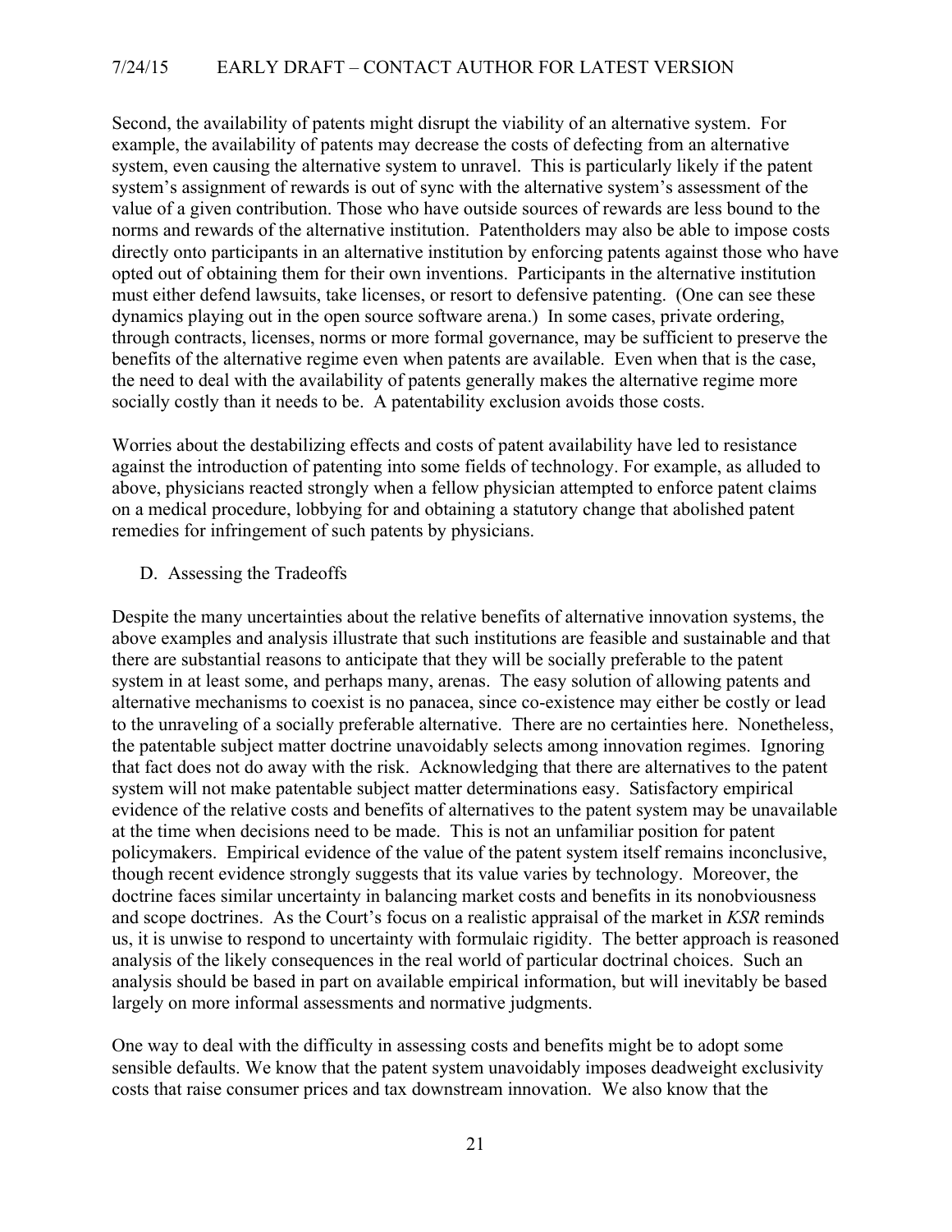Second, the availability of patents might disrupt the viability of an alternative system. For example, the availability of patents may decrease the costs of defecting from an alternative system, even causing the alternative system to unravel. This is particularly likely if the patent system's assignment of rewards is out of sync with the alternative system's assessment of the value of a given contribution. Those who have outside sources of rewards are less bound to the norms and rewards of the alternative institution. Patentholders may also be able to impose costs directly onto participants in an alternative institution by enforcing patents against those who have opted out of obtaining them for their own inventions. Participants in the alternative institution must either defend lawsuits, take licenses, or resort to defensive patenting. (One can see these dynamics playing out in the open source software arena.) In some cases, private ordering, through contracts, licenses, norms or more formal governance, may be sufficient to preserve the benefits of the alternative regime even when patents are available. Even when that is the case, the need to deal with the availability of patents generally makes the alternative regime more socially costly than it needs to be. A patentability exclusion avoids those costs.

Worries about the destabilizing effects and costs of patent availability have led to resistance against the introduction of patenting into some fields of technology. For example, as alluded to above, physicians reacted strongly when a fellow physician attempted to enforce patent claims on a medical procedure, lobbying for and obtaining a statutory change that abolished patent remedies for infringement of such patents by physicians.

D. Assessing the Tradeoffs

Despite the many uncertainties about the relative benefits of alternative innovation systems, the above examples and analysis illustrate that such institutions are feasible and sustainable and that there are substantial reasons to anticipate that they will be socially preferable to the patent system in at least some, and perhaps many, arenas. The easy solution of allowing patents and alternative mechanisms to coexist is no panacea, since co-existence may either be costly or lead to the unraveling of a socially preferable alternative. There are no certainties here. Nonetheless, the patentable subject matter doctrine unavoidably selects among innovation regimes. Ignoring that fact does not do away with the risk. Acknowledging that there are alternatives to the patent system will not make patentable subject matter determinations easy. Satisfactory empirical evidence of the relative costs and benefits of alternatives to the patent system may be unavailable at the time when decisions need to be made. This is not an unfamiliar position for patent policymakers. Empirical evidence of the value of the patent system itself remains inconclusive, though recent evidence strongly suggests that its value varies by technology. Moreover, the doctrine faces similar uncertainty in balancing market costs and benefits in its nonobviousness and scope doctrines. As the Court's focus on a realistic appraisal of the market in *KSR* reminds us, it is unwise to respond to uncertainty with formulaic rigidity. The better approach is reasoned analysis of the likely consequences in the real world of particular doctrinal choices. Such an analysis should be based in part on available empirical information, but will inevitably be based largely on more informal assessments and normative judgments.

One way to deal with the difficulty in assessing costs and benefits might be to adopt some sensible defaults. We know that the patent system unavoidably imposes deadweight exclusivity costs that raise consumer prices and tax downstream innovation. We also know that the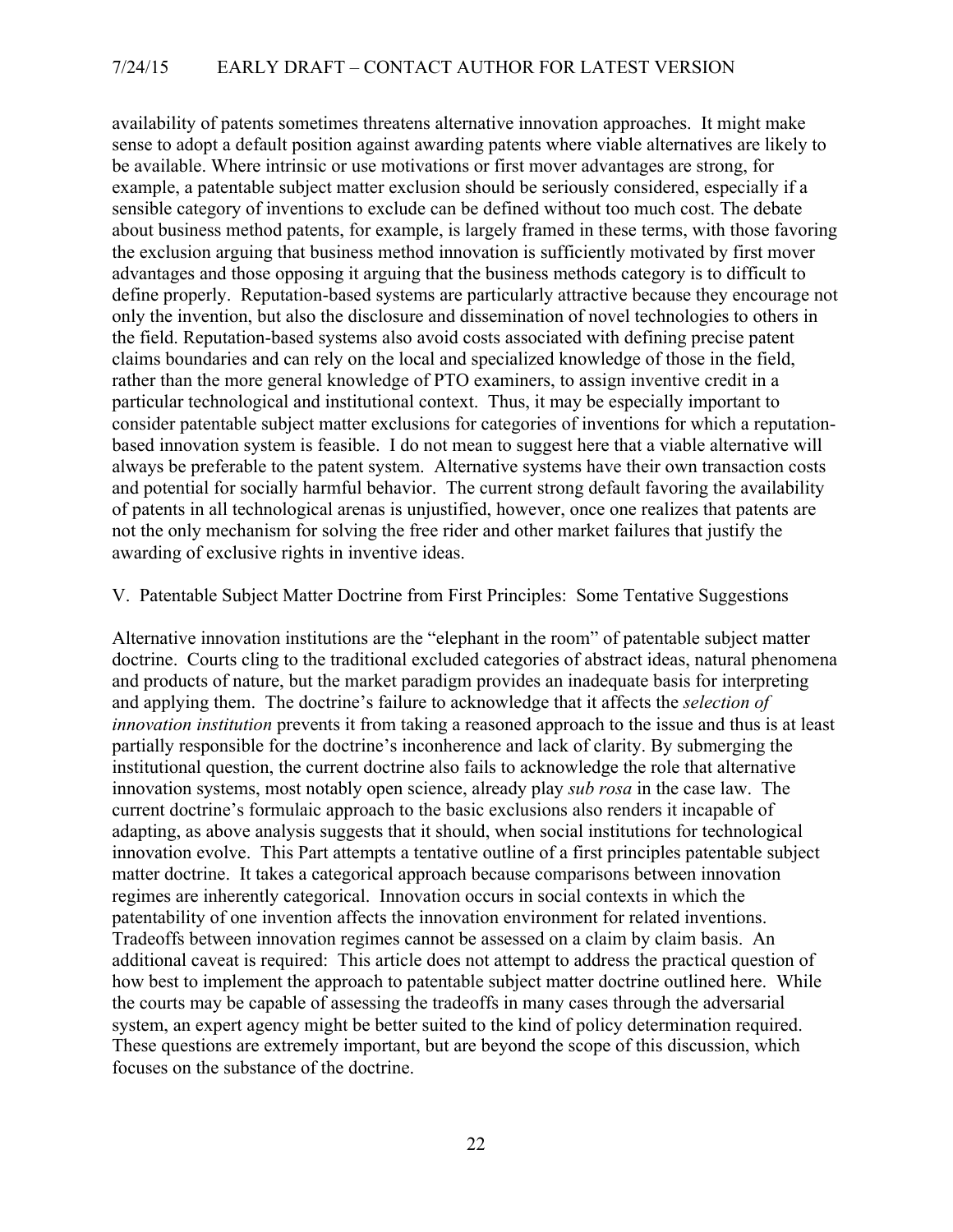availability of patents sometimes threatens alternative innovation approaches. It might make sense to adopt a default position against awarding patents where viable alternatives are likely to be available. Where intrinsic or use motivations or first mover advantages are strong, for example, a patentable subject matter exclusion should be seriously considered, especially if a sensible category of inventions to exclude can be defined without too much cost. The debate about business method patents, for example, is largely framed in these terms, with those favoring the exclusion arguing that business method innovation is sufficiently motivated by first mover advantages and those opposing it arguing that the business methods category is to difficult to define properly. Reputation-based systems are particularly attractive because they encourage not only the invention, but also the disclosure and dissemination of novel technologies to others in the field. Reputation-based systems also avoid costs associated with defining precise patent claims boundaries and can rely on the local and specialized knowledge of those in the field, rather than the more general knowledge of PTO examiners, to assign inventive credit in a particular technological and institutional context. Thus, it may be especially important to consider patentable subject matter exclusions for categories of inventions for which a reputation-based innovation system is feasible. I do not mean to suggest here that a viable alternative will always be preferable to the patent system. Alternative systems have their own transaction costs and potential for socially harmful behavior. The current strong default favoring the availability of patents in all technological arenas is unjustified, however, once one realizes that patents are not the only mechanism for solving the free rider and other market failures that justify the awarding of exclusive rights in inventive ideas.

## V. Patentable Subject Matter Doctrine from First Principles: Some Tentative Suggestions

Alternative innovation institutions are the "elephant in the room" of patentable subject matter doctrine. Courts cling to the traditional excluded categories of abstract ideas, natural phenomena and products of nature, but the market paradigm provides an inadequate basis for interpreting and applying them. The doctrine's failure to acknowledge that it affects the *selection of innovation institution* prevents it from taking a reasoned approach to the issue and thus is at least partially responsible for the doctrine's inconherence and lack of clarity. By submerging the institutional question, the current doctrine also fails to acknowledge the role that alternative innovation systems, most notably open science, already play *sub rosa* in the case law. The current doctrine's formulaic approach to the basic exclusions also renders it incapable of adapting, as above analysis suggests that it should, when social institutions for technological innovation evolve. This Part attempts a tentative outline of a first principles patentable subject matter doctrine. It takes a categorical approach because comparisons between innovation regimes are inherently categorical. Innovation occurs in social contexts in which the patentability of one invention affects the innovation environment for related inventions. Tradeoffs between innovation regimes cannot be assessed on a claim by claim basis. An additional caveat is required: This article does not attempt to address the practical question of how best to implement the approach to patentable subject matter doctrine outlined here. While the courts may be capable of assessing the tradeoffs in many cases through the adversarial system, an expert agency might be better suited to the kind of policy determination required. These questions are extremely important, but are beyond the scope of this discussion, which focuses on the substance of the doctrine.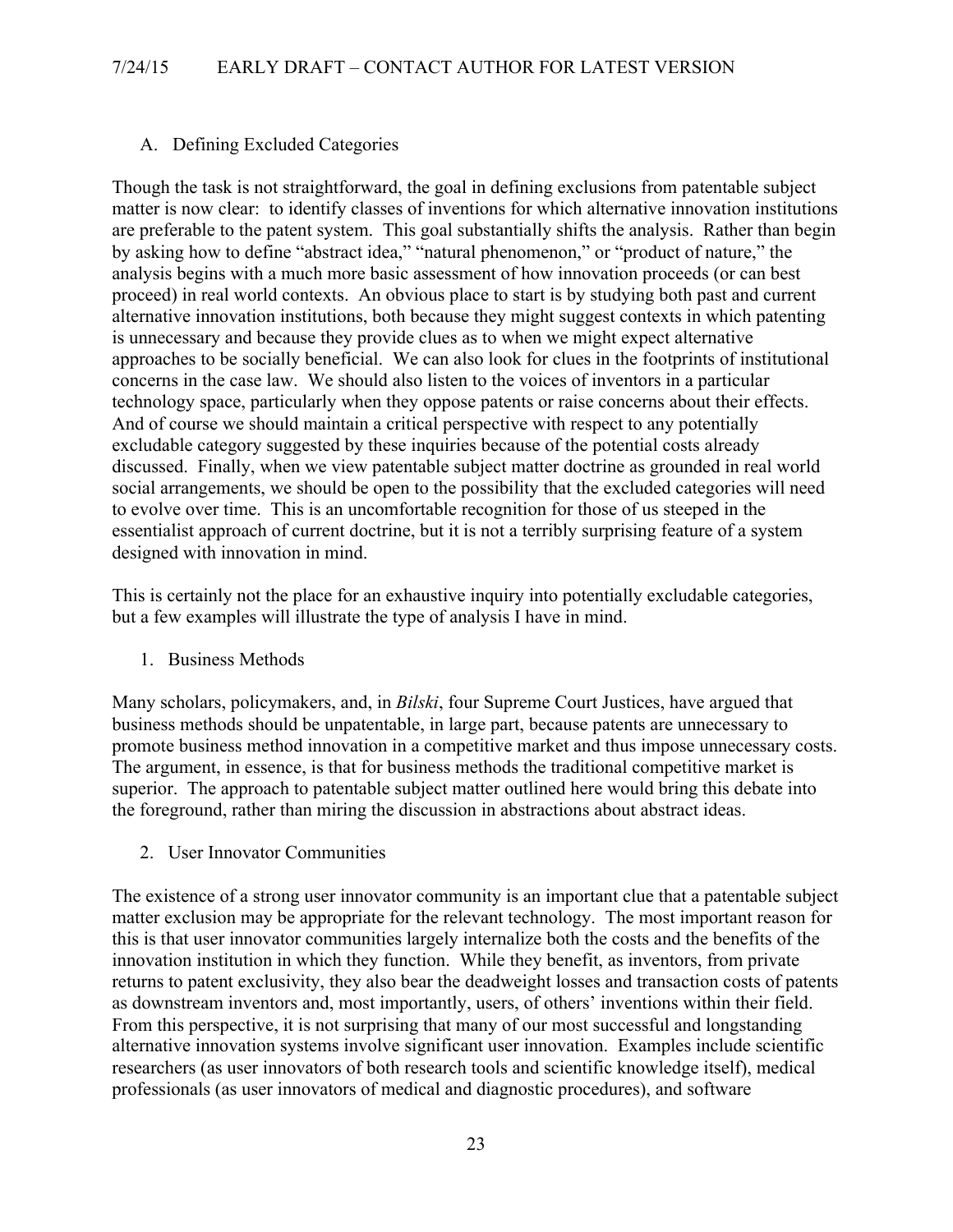## A. Defining Excluded Categories

Though the task is not straightforward, the goal in defining exclusions from patentable subject matter is now clear: to identify classes of inventions for which alternative innovation institutions are preferable to the patent system. This goal substantially shifts the analysis. Rather than begin by asking how to define "abstract idea," "natural phenomenon," or "product of nature," the analysis begins with a much more basic assessment of how innovation proceeds (or can best proceed) in real world contexts. An obvious place to start is by studying both past and current alternative innovation institutions, both because they might suggest contexts in which patenting is unnecessary and because they provide clues as to when we might expect alternative approaches to be socially beneficial. We can also look for clues in the footprints of institutional concerns in the case law. We should also listen to the voices of inventors in a particular technology space, particularly when they oppose patents or raise concerns about their effects. And of course we should maintain a critical perspective with respect to any potentially excludable category suggested by these inquiries because of the potential costs already discussed. Finally, when we view patentable subject matter doctrine as grounded in real world social arrangements, we should be open to the possibility that the excluded categories will need to evolve over time. This is an uncomfortable recognition for those of us steeped in the essentialist approach of current doctrine, but it is not a terribly surprising feature of a system designed with innovation in mind.

This is certainly not the place for an exhaustive inquiry into potentially excludable categories, but a few examples will illustrate the type of analysis I have in mind.

### 1. Business Methods

Many scholars, policymakers, and, in *Bilski*, four Supreme Court Justices, have argued that business methods should be unpatentable, in large part, because patents are unnecessary to promote business method innovation in a competitive market and thus impose unnecessary costs. The argument, in essence, is that for business methods the traditional competitive market is superior. The approach to patentable subject matter outlined here would bring this debate into the foreground, rather than miring the discussion in abstractions about abstract ideas.

### 2. User Innovator Communities

The existence of a strong user innovator community is an important clue that a patentable subject matter exclusion may be appropriate for the relevant technology. The most important reason for this is that user innovator communities largely internalize both the costs and the benefits of the innovation institution in which they function. While they benefit, as inventors, from private returns to patent exclusivity, they also bear the deadweight losses and transaction costs of patents as downstream inventors and, most importantly, users, of others' inventions within their field. From this perspective, it is not surprising that many of our most successful and longstanding alternative innovation systems involve significant user innovation. Examples include scientific researchers (as user innovators of both research tools and scientific knowledge itself), medical professionals (as user innovators of medical and diagnostic procedures), and software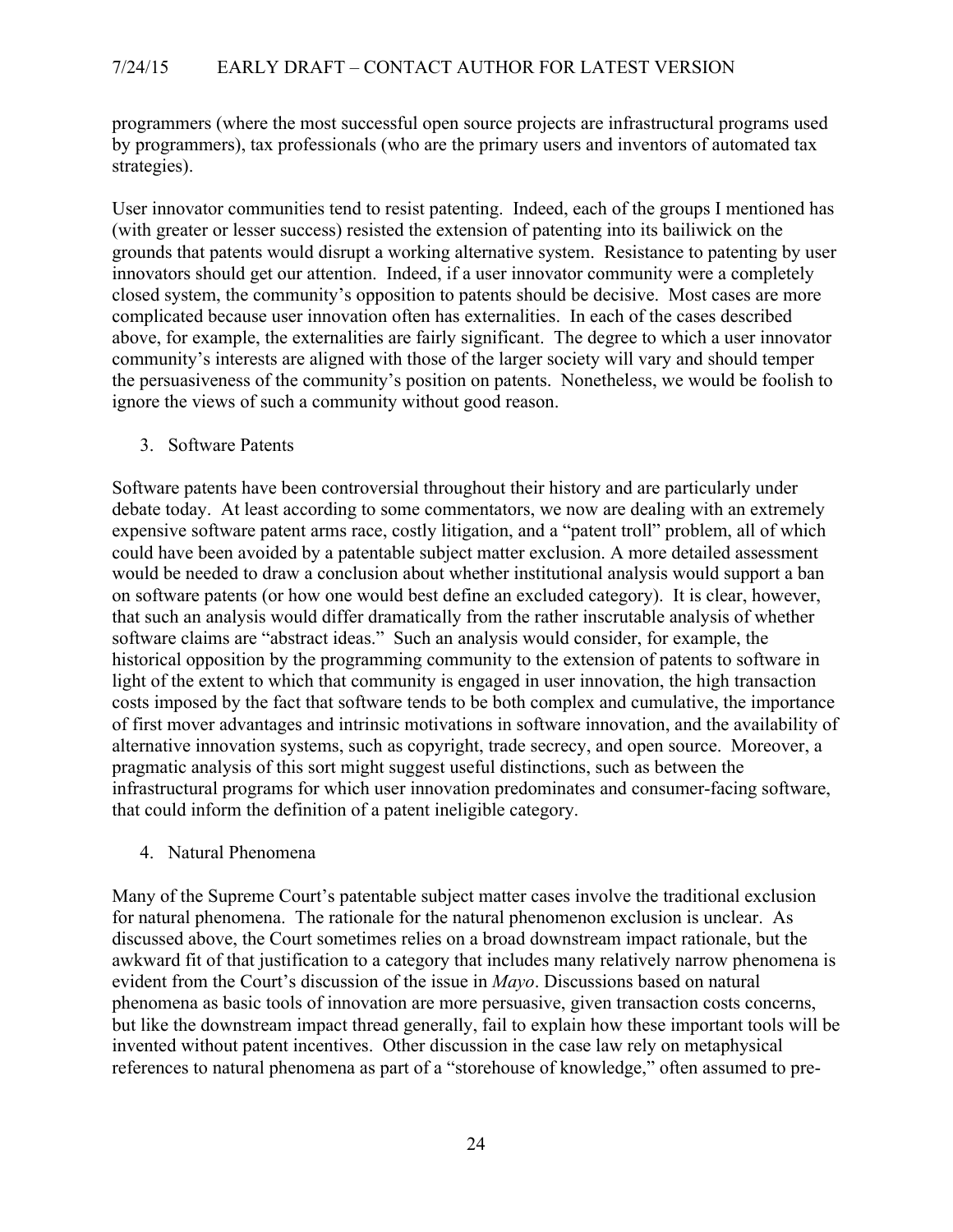programmers (where the most successful open source projects are infrastructural programs used by programmers), tax professionals (who are the primary users and inventors of automated tax strategies).

User innovator communities tend to resist patenting. Indeed, each of the groups I mentioned has (with greater or lesser success) resisted the extension of patenting into its bailiwick on the grounds that patents would disrupt a working alternative system. Resistance to patenting by user innovators should get our attention. Indeed, if a user innovator community were a completely closed system, the community's opposition to patents should be decisive. Most cases are more complicated because user innovation often has externalities. In each of the cases described above, for example, the externalities are fairly significant. The degree to which a user innovator community's interests are aligned with those of the larger society will vary and should temper the persuasiveness of the community's position on patents. Nonetheless, we would be foolish to ignore the views of such a community without good reason.

3. Software Patents

Software patents have been controversial throughout their history and are particularly under debate today. At least according to some commentators, we now are dealing with an extremely expensive software patent arms race, costly litigation, and a "patent troll" problem, all of which could have been avoided by a patentable subject matter exclusion. A more detailed assessment would be needed to draw a conclusion about whether institutional analysis would support a ban on software patents (or how one would best define an excluded category). It is clear, however, that such an analysis would differ dramatically from the rather inscrutable analysis of whether software claims are "abstract ideas." Such an analysis would consider, for example, the historical opposition by the programming community to the extension of patents to software in light of the extent to which that community is engaged in user innovation, the high transaction costs imposed by the fact that software tends to be both complex and cumulative, the importance of first mover advantages and intrinsic motivations in software innovation, and the availability of alternative innovation systems, such as copyright, trade secrecy, and open source. Moreover, a pragmatic analysis of this sort might suggest useful distinctions, such as between the infrastructural programs for which user innovation predominates and consumer-facing software, that could inform the definition of a patent ineligible category.

4. Natural Phenomena

Many of the Supreme Court's patentable subject matter cases involve the traditional exclusion for natural phenomena. The rationale for the natural phenomenon exclusion is unclear. As discussed above, the Court sometimes relies on a broad downstream impact rationale, but the awkward fit of that justification to a category that includes many relatively narrow phenomena is evident from the Court's discussion of the issue in *Mayo*. Discussions based on natural phenomena as basic tools of innovation are more persuasive, given transaction costs concerns, but like the downstream impact thread generally, fail to explain how these important tools will be invented without patent incentives. Other discussion in the case law rely on metaphysical references to natural phenomena as part of a "storehouse of knowledge," often assumed to pre-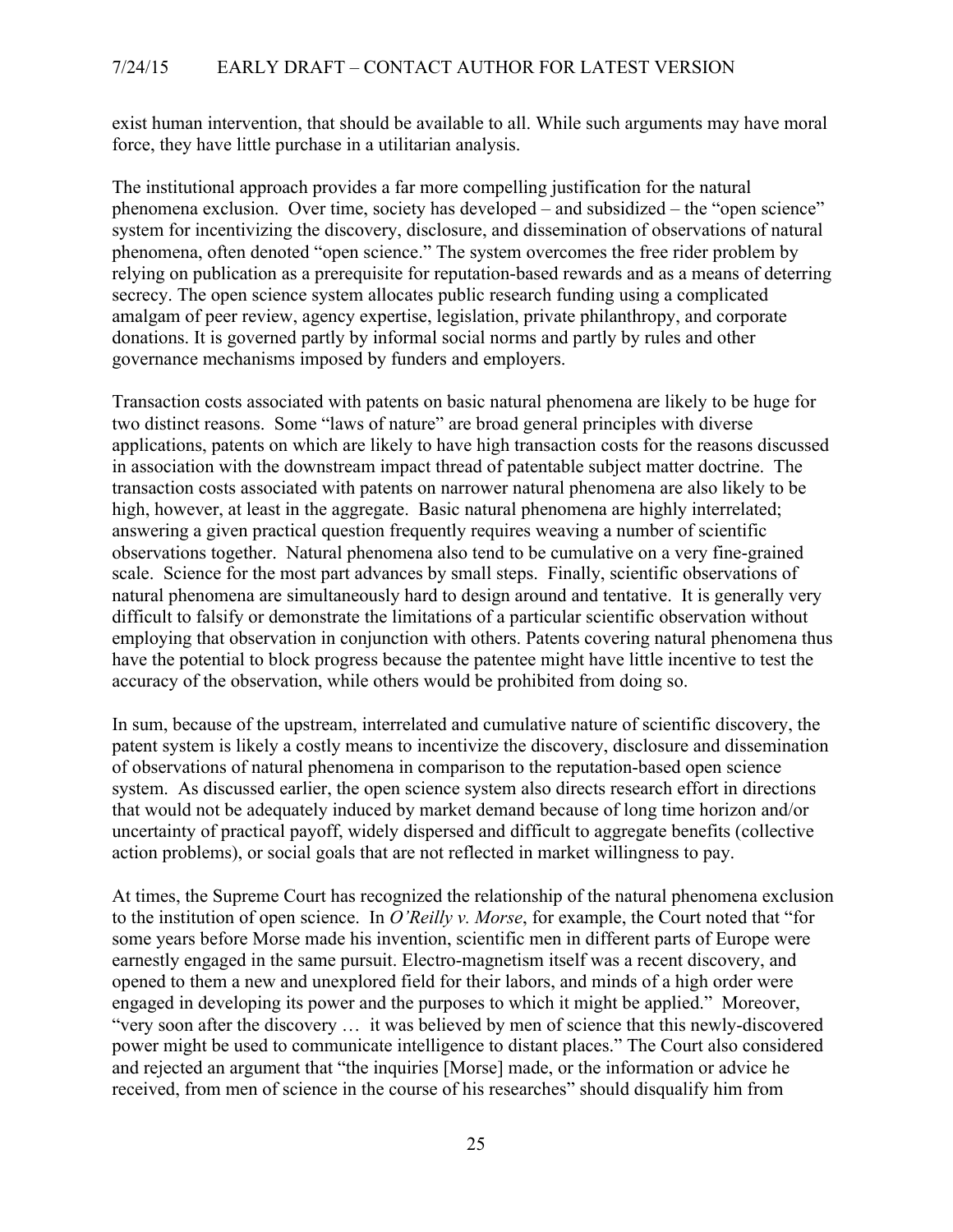exist human intervention, that should be available to all. While such arguments may have moral force, they have little purchase in a utilitarian analysis.

The institutional approach provides a far more compelling justification for the natural phenomena exclusion. Over time, society has developed – and subsidized – the "open science" system for incentivizing the discovery, disclosure, and dissemination of observations of natural phenomena, often denoted "open science." The system overcomes the free rider problem by relying on publication as a prerequisite for reputation-based rewards and as a means of deterring secrecy. The open science system allocates public research funding using a complicated amalgam of peer review, agency expertise, legislation, private philanthropy, and corporate donations. It is governed partly by informal social norms and partly by rules and other governance mechanisms imposed by funders and employers.

Transaction costs associated with patents on basic natural phenomena are likely to be huge for two distinct reasons. Some "laws of nature" are broad general principles with diverse applications, patents on which are likely to have high transaction costs for the reasons discussed in association with the downstream impact thread of patentable subject matter doctrine. The transaction costs associated with patents on narrower natural phenomena are also likely to be high, however, at least in the aggregate. Basic natural phenomena are highly interrelated; answering a given practical question frequently requires weaving a number of scientific observations together. Natural phenomena also tend to be cumulative on a very fine-grained scale. Science for the most part advances by small steps. Finally, scientific observations of natural phenomena are simultaneously hard to design around and tentative. It is generally very difficult to falsify or demonstrate the limitations of a particular scientific observation without employing that observation in conjunction with others. Patents covering natural phenomena thus have the potential to block progress because the patentee might have little incentive to test the accuracy of the observation, while others would be prohibited from doing so.

In sum, because of the upstream, interrelated and cumulative nature of scientific discovery, the patent system is likely a costly means to incentivize the discovery, disclosure and dissemination of observations of natural phenomena in comparison to the reputation-based open science system. As discussed earlier, the open science system also directs research effort in directions that would not be adequately induced by market demand because of long time horizon and/or uncertainty of practical payoff, widely dispersed and difficult to aggregate benefits (collective action problems), or social goals that are not reflected in market willingness to pay.

At times, the Supreme Court has recognized the relationship of the natural phenomena exclusion to the institution of open science. In *O'Reilly v. Morse*, for example, the Court noted that "for some years before Morse made his invention, scientific men in different parts of Europe were earnestly engaged in the same pursuit. Electro-magnetism itself was a recent discovery, and opened to them a new and unexplored field for their labors, and minds of a high order were engaged in developing its power and the purposes to which it might be applied." Moreover, "very soon after the discovery … it was believed by men of science that this newly-discovered power might be used to communicate intelligence to distant places." The Court also considered and rejected an argument that "the inquiries [Morse] made, or the information or advice he received, from men of science in the course of his researches" should disqualify him from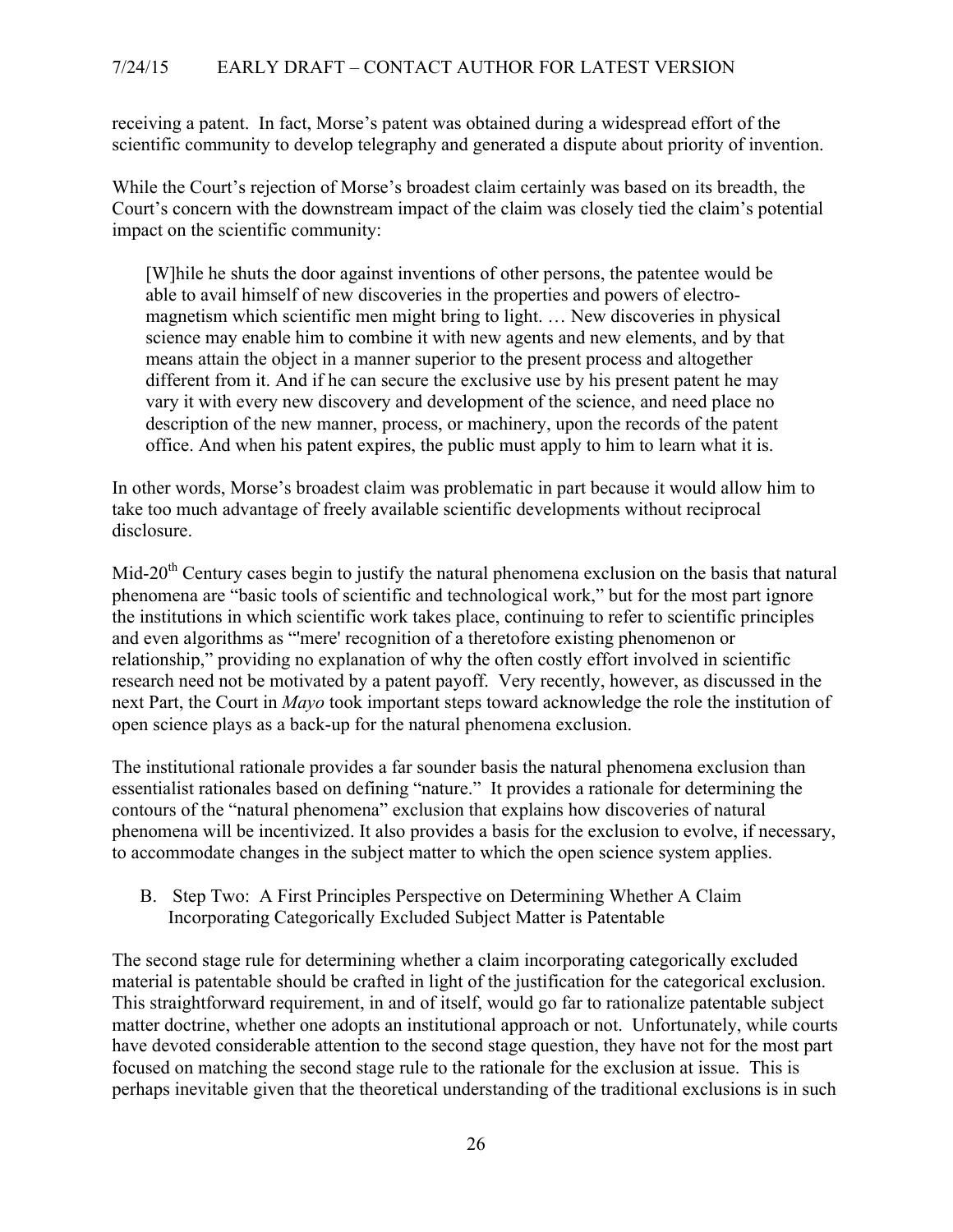receiving a patent. In fact, Morse's patent was obtained during a widespread effort of the scientific community to develop telegraphy and generated a dispute about priority of invention.

While the Court's rejection of Morse's broadest claim certainly was based on its breadth, the Court's concern with the downstream impact of the claim was closely tied the claim's potential impact on the scientific community:

> [W]hile he shuts the door against inventions of other persons, the patentee would be able to avail himself of new discoveries in the properties and powers of electro-magnetism which scientific men might bring to light. … New discoveries in physical science may enable him to combine it with new agents and new elements, and by that means attain the object in a manner superior to the present process and altogether different from it. And if he can secure the exclusive use by his present patent he may vary it with every new discovery and development of the science, and need place no description of the new manner, process, or machinery, upon the records of the patent office. And when his patent expires, the public must apply to him to learn what it is.

In other words, Morse's broadest claim was problematic in part because it would allow him to take too much advantage of freely available scientific developments without reciprocal disclosure.

Mid-20th Century cases begin to justify the natural phenomena exclusion on the basis that natural phenomena are "basic tools of scientific and technological work," but for the most part ignore the institutions in which scientific work takes place, continuing to refer to scientific principles and even algorithms as "'mere' recognition of a theretofore existing phenomenon or relationship," providing no explanation of why the often costly effort involved in scientific research need not be motivated by a patent payoff. Very recently, however, as discussed in the next Part, the Court in *Mayo* took important steps toward acknowledge the role the institution of open science plays as a back-up for the natural phenomena exclusion.

The institutional rationale provides a far sounder basis the natural phenomena exclusion than essentialist rationales based on defining "nature." It provides a rationale for determining the contours of the "natural phenomena" exclusion that explains how discoveries of natural phenomena will be incentivized. It also provides a basis for the exclusion to evolve, if necessary, to accommodate changes in the subject matter to which the open science system applies.

### B. Step Two: A First Principles Perspective on Determining Whether A Claim Incorporating Categorically Excluded Subject Matter is Patentable

The second stage rule for determining whether a claim incorporating categorically excluded material is patentable should be crafted in light of the justification for the categorical exclusion. This straightforward requirement, in and of itself, would go far to rationalize patentable subject matter doctrine, whether one adopts an institutional approach or not. Unfortunately, while courts have devoted considerable attention to the second stage question, they have not for the most part focused on matching the second stage rule to the rationale for the exclusion at issue. This is perhaps inevitable given that the theoretical understanding of the traditional exclusions is in such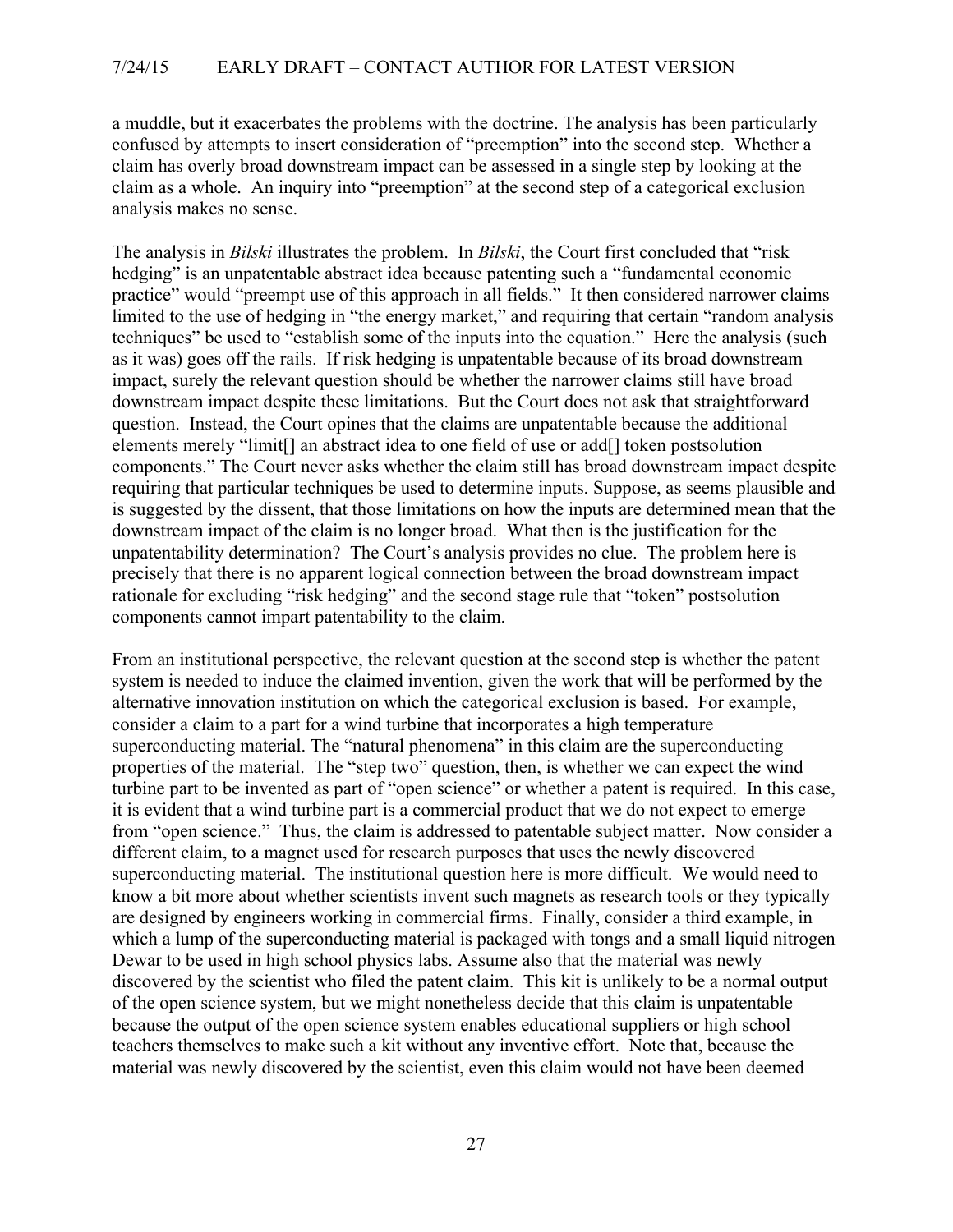a muddle, but it exacerbates the problems with the doctrine. The analysis has been particularly confused by attempts to insert consideration of "preemption" into the second step. Whether a claim has overly broad downstream impact can be assessed in a single step by looking at the claim as a whole. An inquiry into "preemption" at the second step of a categorical exclusion analysis makes no sense.

The analysis in *Bilski* illustrates the problem. In *Bilski*, the Court first concluded that "risk hedging" is an unpatentable abstract idea because patenting such a "fundamental economic practice" would "preempt use of this approach in all fields." It then considered narrower claims limited to the use of hedging in "the energy market," and requiring that certain "random analysis techniques" be used to "establish some of the inputs into the equation." Here the analysis (such as it was) goes off the rails. If risk hedging is unpatentable because of its broad downstream impact, surely the relevant question should be whether the narrower claims still have broad downstream impact despite these limitations. But the Court does not ask that straightforward question. Instead, the Court opines that the claims are unpatentable because the additional elements merely "limit[] an abstract idea to one field of use or add[] token postsolution components." The Court never asks whether the claim still has broad downstream impact despite requiring that particular techniques be used to determine inputs. Suppose, as seems plausible and is suggested by the dissent, that those limitations on how the inputs are determined mean that the downstream impact of the claim is no longer broad. What then is the justification for the unpatentability determination? The Court's analysis provides no clue. The problem here is precisely that there is no apparent logical connection between the broad downstream impact rationale for excluding "risk hedging" and the second stage rule that "token" postsolution components cannot impart patentability to the claim.

From an institutional perspective, the relevant question at the second step is whether the patent system is needed to induce the claimed invention, given the work that will be performed by the alternative innovation institution on which the categorical exclusion is based. For example, consider a claim to a part for a wind turbine that incorporates a high temperature superconducting material. The "natural phenomena" in this claim are the superconducting properties of the material. The "step two" question, then, is whether we can expect the wind turbine part to be invented as part of "open science" or whether a patent is required. In this case, it is evident that a wind turbine part is a commercial product that we do not expect to emerge from "open science." Thus, the claim is addressed to patentable subject matter. Now consider a different claim, to a magnet used for research purposes that uses the newly discovered superconducting material. The institutional question here is more difficult. We would need to know a bit more about whether scientists invent such magnets as research tools or they typically are designed by engineers working in commercial firms. Finally, consider a third example, in which a lump of the superconducting material is packaged with tongs and a small liquid nitrogen Dewar to be used in high school physics labs. Assume also that the material was newly discovered by the scientist who filed the patent claim. This kit is unlikely to be a normal output of the open science system, but we might nonetheless decide that this claim is unpatentable because the output of the open science system enables educational suppliers or high school teachers themselves to make such a kit without any inventive effort. Note that, because the material was newly discovered by the scientist, even this claim would not have been deemed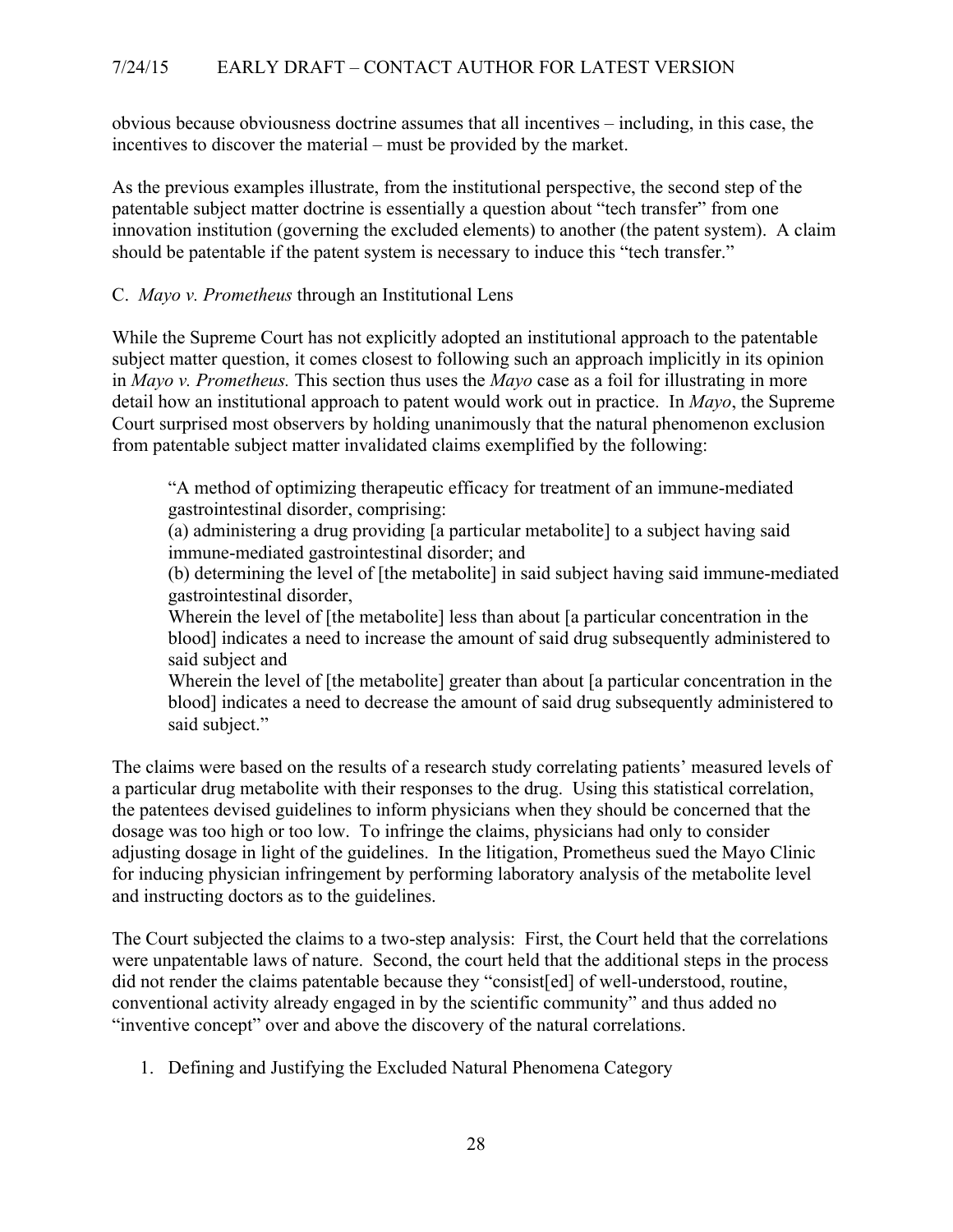obvious because obviousness doctrine assumes that all incentives – including, in this case, the incentives to discover the material – must be provided by the market.

As the previous examples illustrate, from the institutional perspective, the second step of the patentable subject matter doctrine is essentially a question about "tech transfer" from one innovation institution (governing the excluded elements) to another (the patent system). A claim should be patentable if the patent system is necessary to induce this "tech transfer."

### C. *Mayo v. Prometheus* through an Institutional Lens

While the Supreme Court has not explicitly adopted an institutional approach to the patentable subject matter question, it comes closest to following such an approach implicitly in its opinion in *Mayo v. Prometheus.* This section thus uses the *Mayo* case as a foil for illustrating in more detail how an institutional approach to patent would work out in practice. In *Mayo*, the Supreme Court surprised most observers by holding unanimously that the natural phenomenon exclusion from patentable subject matter invalidated claims exemplified by the following:

> "A method of optimizing therapeutic efficacy for treatment of an immune-mediated gastrointestinal disorder, comprising:
> (a) administering a drug providing [a particular metabolite] to a subject having said immune-mediated gastrointestinal disorder; and
> (b) determining the level of [the metabolite] in said subject having said immune-mediated gastrointestinal disorder,
> Wherein the level of [the metabolite] less than about [a particular concentration in the blood] indicates a need to increase the amount of said drug subsequently administered to said subject and
> Wherein the level of [the metabolite] greater than about [a particular concentration in the blood] indicates a need to decrease the amount of said drug subsequently administered to said subject."

The claims were based on the results of a research study correlating patients' measured levels of a particular drug metabolite with their responses to the drug. Using this statistical correlation, the patentees devised guidelines to inform physicians when they should be concerned that the dosage was too high or too low. To infringe the claims, physicians had only to consider adjusting dosage in light of the guidelines. In the litigation, Prometheus sued the Mayo Clinic for inducing physician infringement by performing laboratory analysis of the metabolite level and instructing doctors as to the guidelines.

The Court subjected the claims to a two-step analysis: First, the Court held that the correlations were unpatentable laws of nature. Second, the court held that the additional steps in the process did not render the claims patentable because they "consist[ed] of well-understood, routine, conventional activity already engaged in by the scientific community" and thus added no "inventive concept" over and above the discovery of the natural correlations.

#### 1. Defining and Justifying the Excluded Natural Phenomena Category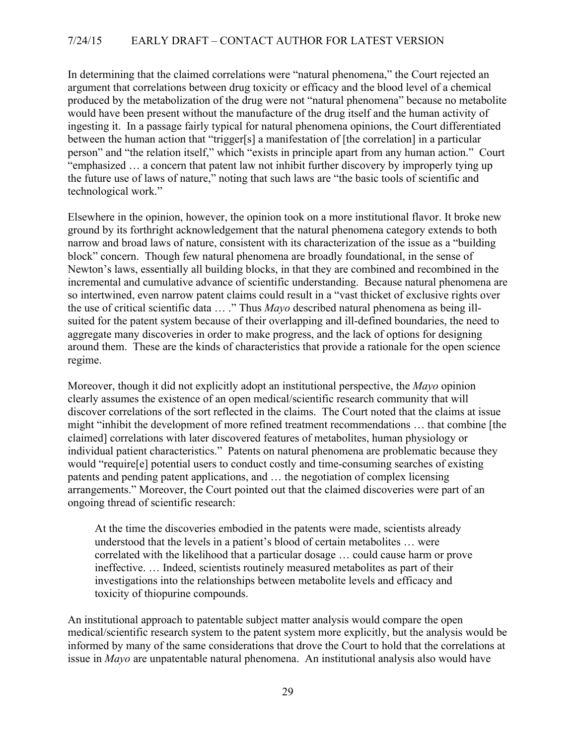In determining that the claimed correlations were "natural phenomena," the Court rejected an argument that correlations between drug toxicity or efficacy and the blood level of a chemical produced by the metabolization of the drug were not "natural phenomena" because no metabolite would have been present without the manufacture of the drug itself and the human activity of ingesting it. In a passage fairly typical for natural phenomena opinions, the Court differentiated between the human action that "trigger[s] a manifestation of [the correlation] in a particular person" and "the relation itself," which "exists in principle apart from any human action." Court "emphasized … a concern that patent law not inhibit further discovery by improperly tying up the future use of laws of nature," noting that such laws are "the basic tools of scientific and technological work."

Elsewhere in the opinion, however, the opinion took on a more institutional flavor. It broke new ground by its forthright acknowledgement that the natural phenomena category extends to both narrow and broad laws of nature, consistent with its characterization of the issue as a "building block" concern. Though few natural phenomena are broadly foundational, in the sense of Newton's laws, essentially all building blocks, in that they are combined and recombined in the incremental and cumulative advance of scientific understanding. Because natural phenomena are so intertwined, even narrow patent claims could result in a "vast thicket of exclusive rights over the use of critical scientific data … ." Thus *Mayo* described natural phenomena as being ill-suited for the patent system because of their overlapping and ill-defined boundaries, the need to aggregate many discoveries in order to make progress, and the lack of options for designing around them. These are the kinds of characteristics that provide a rationale for the open science regime.

Moreover, though it did not explicitly adopt an institutional perspective, the *Mayo* opinion clearly assumes the existence of an open medical/scientific research community that will discover correlations of the sort reflected in the claims. The Court noted that the claims at issue might "inhibit the development of more refined treatment recommendations … that combine [the claimed] correlations with later discovered features of metabolites, human physiology or individual patient characteristics." Patents on natural phenomena are problematic because they would "require[e] potential users to conduct costly and time-consuming searches of existing patents and pending patent applications, and … the negotiation of complex licensing arrangements." Moreover, the Court pointed out that the claimed discoveries were part of an ongoing thread of scientific research:

> At the time the discoveries embodied in the patents were made, scientists already understood that the levels in a patient's blood of certain metabolites … were correlated with the likelihood that a particular dosage … could cause harm or prove ineffective. … Indeed, scientists routinely measured metabolites as part of their investigations into the relationships between metabolite levels and efficacy and toxicity of thiopurine compounds.

An institutional approach to patentable subject matter analysis would compare the open medical/scientific research system to the patent system more explicitly, but the analysis would be informed by many of the same considerations that drove the Court to hold that the correlations at issue in *Mayo* are unpatentable natural phenomena. An institutional analysis also would have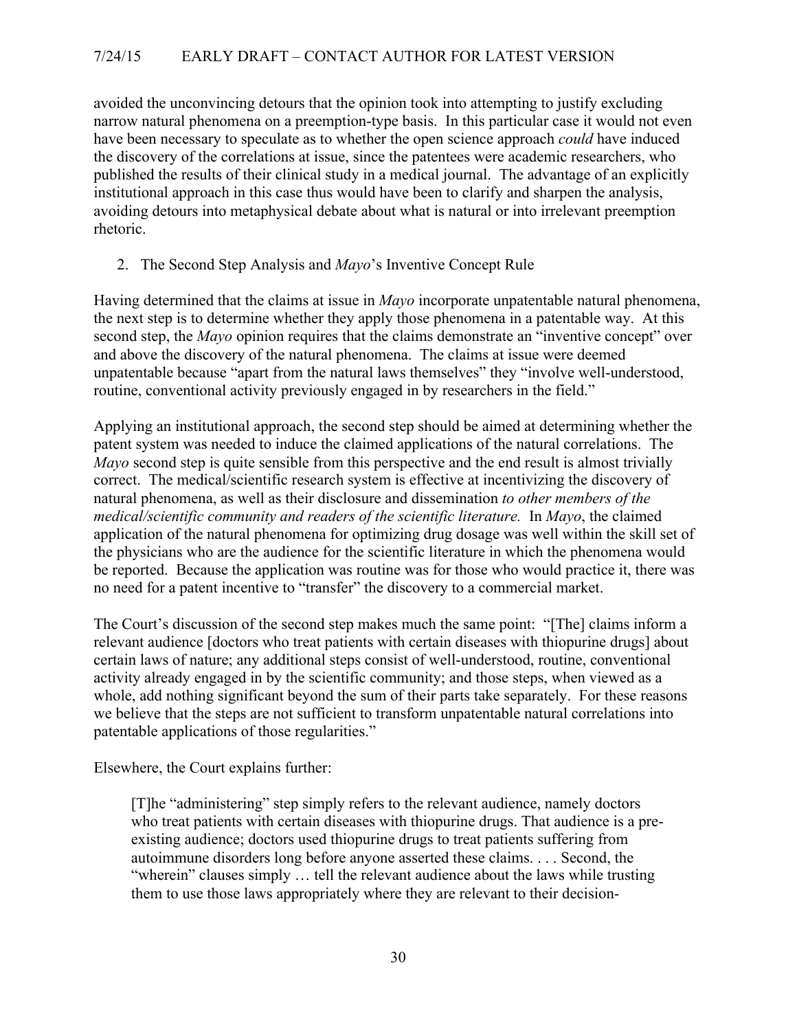avoided the unconvincing detours that the opinion took into attempting to justify excluding narrow natural phenomena on a preemption-type basis. In this particular case it would not even have been necessary to speculate as to whether the open science approach *could* have induced the discovery of the correlations at issue, since the patentees were academic researchers, who published the results of their clinical study in a medical journal. The advantage of an explicitly institutional approach in this case thus would have been to clarify and sharpen the analysis, avoiding detours into metaphysical debate about what is natural or into irrelevant preemption rhetoric.

2. The Second Step Analysis and *Mayo*'s Inventive Concept Rule

Having determined that the claims at issue in *Mayo* incorporate unpatentable natural phenomena, the next step is to determine whether they apply those phenomena in a patentable way. At this second step, the *Mayo* opinion requires that the claims demonstrate an "inventive concept" over and above the discovery of the natural phenomena. The claims at issue were deemed unpatentable because "apart from the natural laws themselves" they "involve well-understood, routine, conventional activity previously engaged in by researchers in the field."

Applying an institutional approach, the second step should be aimed at determining whether the patent system was needed to induce the claimed applications of the natural correlations. The *Mayo* second step is quite sensible from this perspective and the end result is almost trivially correct. The medical/scientific research system is effective at incentivizing the discovery of natural phenomena, as well as their disclosure and dissemination *to other members of the medical/scientific community and readers of the scientific literature.* In *Mayo*, the claimed application of the natural phenomena for optimizing drug dosage was well within the skill set of the physicians who are the audience for the scientific literature in which the phenomena would be reported. Because the application was routine was for those who would practice it, there was no need for a patent incentive to "transfer" the discovery to a commercial market.

The Court's discussion of the second step makes much the same point: "[The] claims inform a relevant audience [doctors who treat patients with certain diseases with thiopurine drugs] about certain laws of nature; any additional steps consist of well-understood, routine, conventional activity already engaged in by the scientific community; and those steps, when viewed as a whole, add nothing significant beyond the sum of their parts take separately. For these reasons we believe that the steps are not sufficient to transform unpatentable natural correlations into patentable applications of those regularities."

Elsewhere, the Court explains further:

> [T]he "administering" step simply refers to the relevant audience, namely doctors who treat patients with certain diseases with thiopurine drugs. That audience is a pre-existing audience; doctors used thiopurine drugs to treat patients suffering from autoimmune disorders long before anyone asserted these claims. . . . Second, the "wherein" clauses simply … tell the relevant audience about the laws while trusting them to use those laws appropriately where they are relevant to their decision-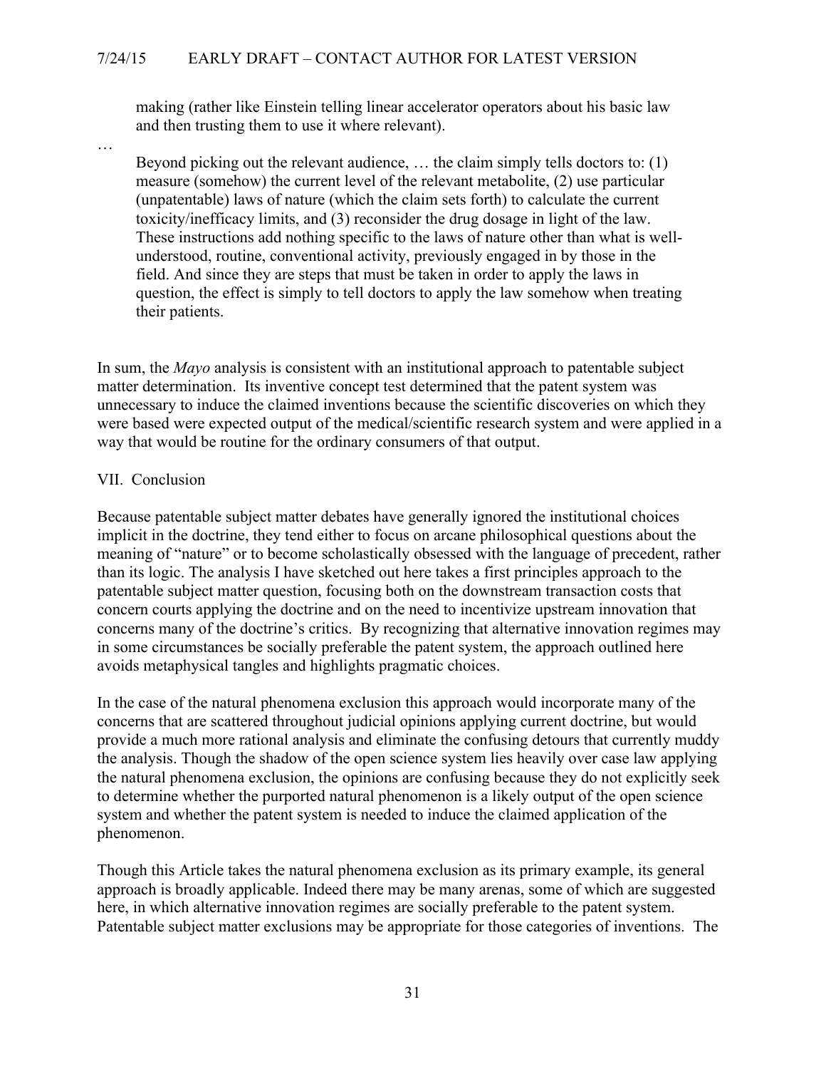> making (rather like Einstein telling linear accelerator operators about his basic law and then trusting them to use it where relevant).

…

> Beyond picking out the relevant audience, … the claim simply tells doctors to: (1) measure (somehow) the current level of the relevant metabolite, (2) use particular (unpatentable) laws of nature (which the claim sets forth) to calculate the current toxicity/inefficacy limits, and (3) reconsider the drug dosage in light of the law. These instructions add nothing specific to the laws of nature other than what is well-understood, routine, conventional activity, previously engaged in by those in the field. And since they are steps that must be taken in order to apply the laws in question, the effect is simply to tell doctors to apply the law somehow when treating their patients.

In sum, the *Mayo* analysis is consistent with an institutional approach to patentable subject matter determination. Its inventive concept test determined that the patent system was unnecessary to induce the claimed inventions because the scientific discoveries on which they were based were expected output of the medical/scientific research system and were applied in a way that would be routine for the ordinary consumers of that output.

## VII. Conclusion

Because patentable subject matter debates have generally ignored the institutional choices implicit in the doctrine, they tend either to focus on arcane philosophical questions about the meaning of "nature" or to become scholastically obsessed with the language of precedent, rather than its logic. The analysis I have sketched out here takes a first principles approach to the patentable subject matter question, focusing both on the downstream transaction costs that concern courts applying the doctrine and on the need to incentivize upstream innovation that concerns many of the doctrine's critics. By recognizing that alternative innovation regimes may in some circumstances be socially preferable the patent system, the approach outlined here avoids metaphysical tangles and highlights pragmatic choices.

In the case of the natural phenomena exclusion this approach would incorporate many of the concerns that are scattered throughout judicial opinions applying current doctrine, but would provide a much more rational analysis and eliminate the confusing detours that currently muddy the analysis. Though the shadow of the open science system lies heavily over case law applying the natural phenomena exclusion, the opinions are confusing because they do not explicitly seek to determine whether the purported natural phenomenon is a likely output of the open science system and whether the patent system is needed to induce the claimed application of the phenomenon.

Though this Article takes the natural phenomena exclusion as its primary example, its general approach is broadly applicable. Indeed there may be many arenas, some of which are suggested here, in which alternative innovation regimes are socially preferable to the patent system. Patentable subject matter exclusions may be appropriate for those categories of inventions. The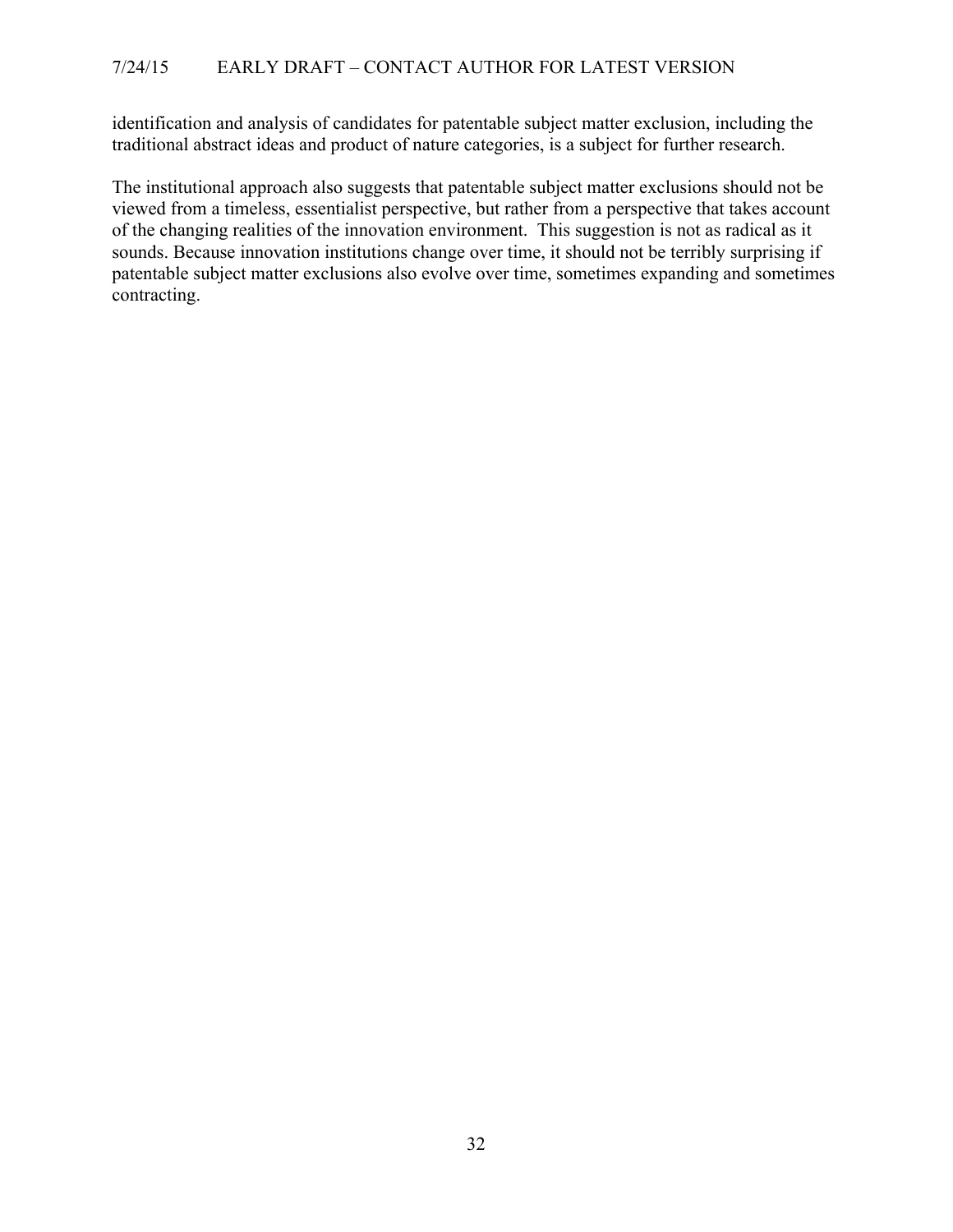identification and analysis of candidates for patentable subject matter exclusion, including the traditional abstract ideas and product of nature categories, is a subject for further research.

The institutional approach also suggests that patentable subject matter exclusions should not be viewed from a timeless, essentialist perspective, but rather from a perspective that takes account of the changing realities of the innovation environment. This suggestion is not as radical as it sounds. Because innovation institutions change over time, it should not be terribly surprising if patentable subject matter exclusions also evolve over time, sometimes expanding and sometimes contracting.